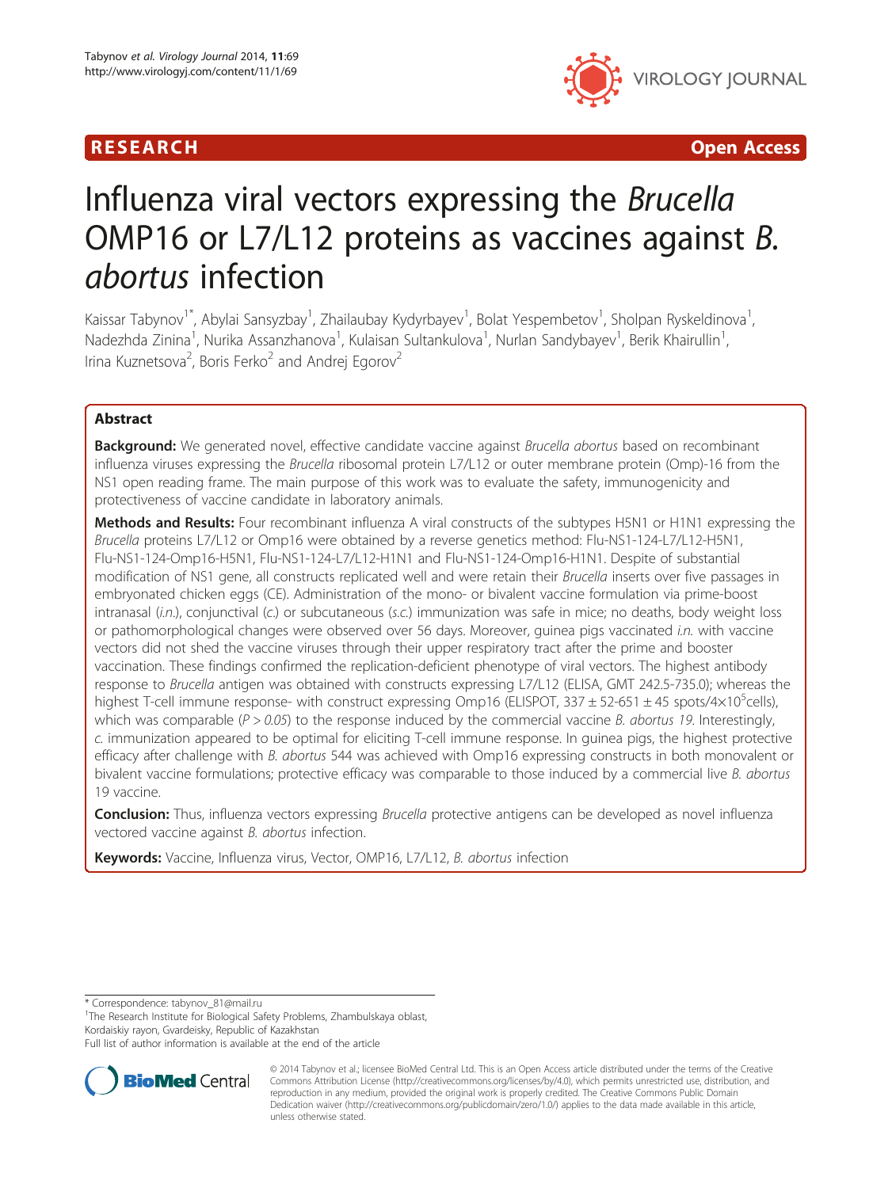RESEARCH Open Access

# Influenza viral vectors expressing the *Brucella* OMP16 or L7/L12 proteins as vaccines against *B. abortus* infection

Kaissar Tabynov[1*], Abylai Sansyzbay[1], Zhailaubay Kydyrbayev[1], Bolat Yespembetov[1], Sholpan Ryskeldinova[1], Nadezhda Zinina[1], Nurika Assanzhanova[1], Kulaisan Sultankulova[1], Nurlan Sandybayev[1], Berik Khairullin[1], Irina Kuznetsova[2], Boris Ferko[2] and Andrej Egorov[2]

## Abstract

**Background:** We generated novel, effective candidate vaccine against *Brucella abortus* based on recombinant influenza viruses expressing the *Brucella* ribosomal protein L7/L12 or outer membrane protein (Omp)-16 from the NS1 open reading frame. The main purpose of this work was to evaluate the safety, immunogenicity and protectiveness of vaccine candidate in laboratory animals.

**Methods and Results:** Four recombinant influenza A viral constructs of the subtypes H5N1 or H1N1 expressing the *Brucella* proteins L7/L12 or Omp16 were obtained by a reverse genetics method: Flu-NS1-124-L7/L12-H5N1, Flu-NS1-124-Omp16-H5N1, Flu-NS1-124-L7/L12-H1N1 and Flu-NS1-124-Omp16-H1N1. Despite of substantial modification of NS1 gene, all constructs replicated well and were retain their *Brucella* inserts over five passages in embryonated chicken eggs (CE). Administration of the mono- or bivalent vaccine formulation via prime-boost intranasal (*i.n.*), conjunctival (*c.*) or subcutaneous (*s.c.*) immunization was safe in mice; no deaths, body weight loss or pathomorphological changes were observed over 56 days. Moreover, guinea pigs vaccinated *i.n.* with vaccine vectors did not shed the vaccine viruses through their upper respiratory tract after the prime and booster vaccination. These findings confirmed the replication-deficient phenotype of viral vectors. The highest antibody response to *Brucella* antigen was obtained with constructs expressing L7/L12 (ELISA, GMT 242.5-735.0); whereas the highest T-cell immune response- with construct expressing Omp16 (ELISPOT, $337 \pm 52$-$651 \pm 45$ spots/$4 \times 10^5$cells), which was comparable ($P > 0.05$) to the response induced by the commercial vaccine *B. abortus 19*. Interestingly, *c.* immunization appeared to be optimal for eliciting T-cell immune response. In guinea pigs, the highest protective efficacy after challenge with *B. abortus* 544 was achieved with Omp16 expressing constructs in both monovalent or bivalent vaccine formulations; protective efficacy was comparable to those induced by a commercial live *B. abortus* 19 vaccine.

**Conclusion:** Thus, influenza vectors expressing *Brucella* protective antigens can be developed as novel influenza vectored vaccine against *B. abortus* infection.

**Keywords:** Vaccine, Influenza virus, Vector, OMP16, L7/L12, *B. abortus* infection

* Correspondence: tabynov_81@mail.ru
[1]The Research Institute for Biological Safety Problems, Zhambulskaya oblast, Kordaiskiy rayon, Gvardeisky, Republic of Kazakhstan
Full list of author information is available at the end of the article

© 2014 Tabynov et al.; licensee BioMed Central Ltd. This is an Open Access article distributed under the terms of the Creative Commons Attribution License (http://creativecommons.org/licenses/by/4.0), which permits unrestricted use, distribution, and reproduction in any medium, provided the original work is properly credited. The Creative Commons Public Domain Dedication waiver (http://creativecommons.org/publicdomain/zero/1.0/) applies to the data made available in this article, unless otherwise stated.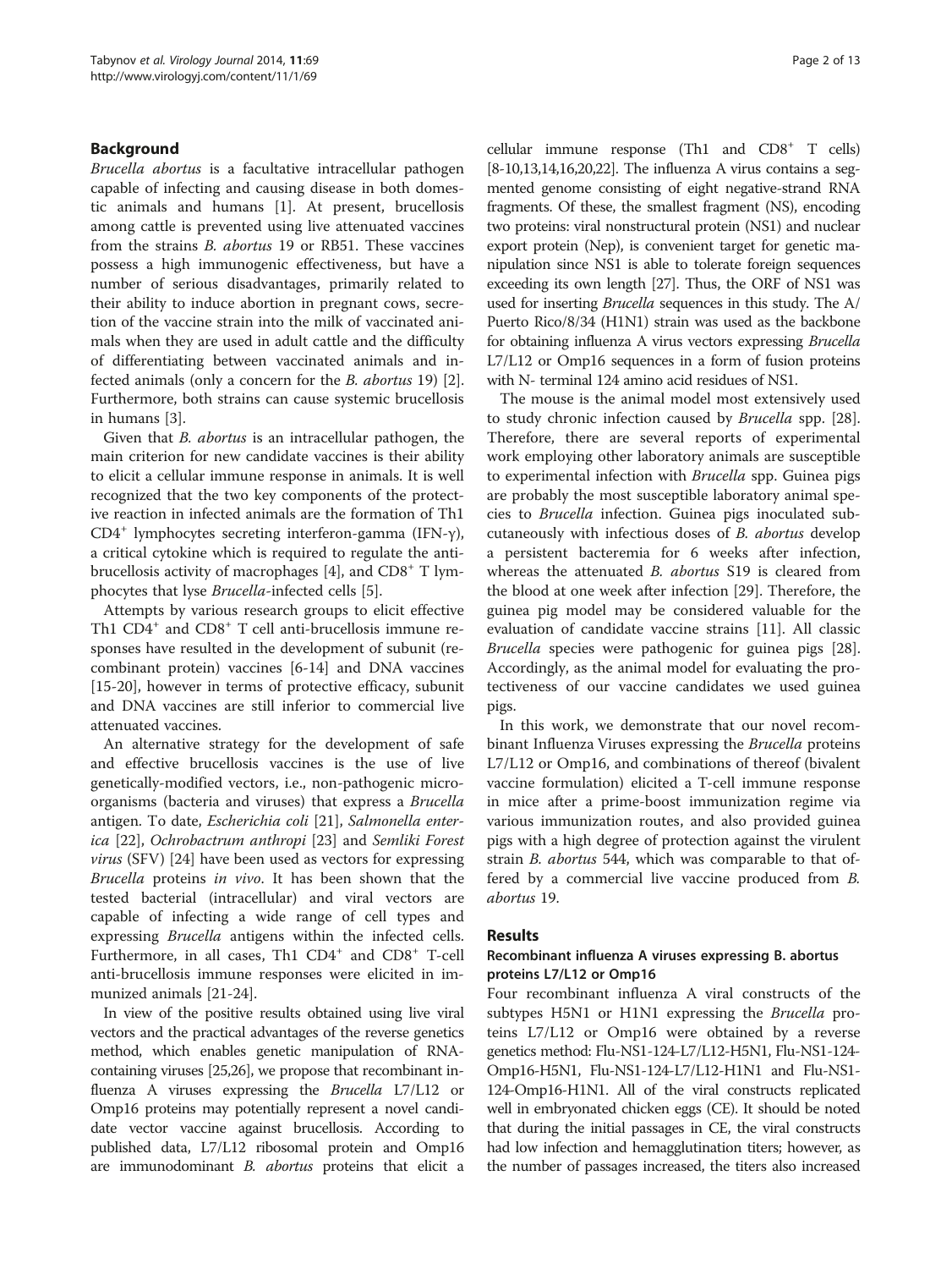## Background

*Brucella abortus* is a facultative intracellular pathogen capable of infecting and causing disease in both domestic animals and humans [1]. At present, brucellosis among cattle is prevented using live attenuated vaccines from the strains *B. abortus* 19 or RB51. These vaccines possess a high immunogenic effectiveness, but have a number of serious disadvantages, primarily related to their ability to induce abortion in pregnant cows, secretion of the vaccine strain into the milk of vaccinated animals when they are used in adult cattle and the difficulty of differentiating between vaccinated animals and infected animals (only a concern for the *B. abortus* 19) [2]. Furthermore, both strains can cause systemic brucellosis in humans [3].

Given that *B. abortus* is an intracellular pathogen, the main criterion for new candidate vaccines is their ability to elicit a cellular immune response in animals. It is well recognized that the two key components of the protective reaction in infected animals are the formation of Th1 $CD4^+$ lymphocytes secreting interferon-gamma (IFN-γ), a critical cytokine which is required to regulate the anti-brucellosis activity of macrophages [4], and $CD8^+$ T lymphocytes that lyse *Brucella*-infected cells [5].

Attempts by various research groups to elicit effective Th1 $CD4^+$ and $CD8^+$ T cell anti-brucellosis immune responses have resulted in the development of subunit (recombinant protein) vaccines [6-14] and DNA vaccines [15-20], however in terms of protective efficacy, subunit and DNA vaccines are still inferior to commercial live attenuated vaccines.

An alternative strategy for the development of safe and effective brucellosis vaccines is the use of live genetically-modified vectors, i.e., non-pathogenic microorganisms (bacteria and viruses) that express a *Brucella* antigen. To date, *Escherichia coli* [21], *Salmonella enterica* [22], *Ochrobactrum anthropi* [23] and *Semliki Forest virus* (SFV) [24] have been used as vectors for expressing *Brucella* proteins *in vivo*. It has been shown that the tested bacterial (intracellular) and viral vectors are capable of infecting a wide range of cell types and expressing *Brucella* antigens within the infected cells. Furthermore, in all cases, Th1 $CD4^+$ and $CD8^+$ T-cell anti-brucellosis immune responses were elicited in immunized animals [21-24].

In view of the positive results obtained using live viral vectors and the practical advantages of the reverse genetics method, which enables genetic manipulation of RNA-containing viruses [25,26], we propose that recombinant influenza A viruses expressing the *Brucella* L7/L12 or Omp16 proteins may potentially represent a novel candidate vector vaccine against brucellosis. According to published data, L7/L12 ribosomal protein and Omp16 are immunodominant *B. abortus* proteins that elicit a cellular immune response (Th1 and $CD8^+$ T cells) [8-10,13,14,16,20,22]. The influenza A virus contains a segmented genome consisting of eight negative-strand RNA fragments. Of these, the smallest fragment (NS), encoding two proteins: viral nonstructural protein (NS1) and nuclear export protein (Nep), is convenient target for genetic manipulation since NS1 is able to tolerate foreign sequences exceeding its own length [27]. Thus, the ORF of NS1 was used for inserting *Brucella* sequences in this study. The A/Puerto Rico/8/34 (H1N1) strain was used as the backbone for obtaining influenza A virus vectors expressing *Brucella* L7/L12 or Omp16 sequences in a form of fusion proteins with N- terminal 124 amino acid residues of NS1.

The mouse is the animal model most extensively used to study chronic infection caused by *Brucella* spp. [28]. Therefore, there are several reports of experimental work employing other laboratory animals are susceptible to experimental infection with *Brucella* spp. Guinea pigs are probably the most susceptible laboratory animal species to *Brucella* infection. Guinea pigs inoculated subcutaneously with infectious doses of *B. abortus* develop a persistent bacteremia for 6 weeks after infection, whereas the attenuated *B. abortus* S19 is cleared from the blood at one week after infection [29]. Therefore, the guinea pig model may be considered valuable for the evaluation of candidate vaccine strains [11]. All classic *Brucella* species were pathogenic for guinea pigs [28]. Accordingly, as the animal model for evaluating the protectiveness of our vaccine candidates we used guinea pigs.

In this work, we demonstrate that our novel recombinant Influenza Viruses expressing the *Brucella* proteins L7/L12 or Omp16, and combinations of thereof (bivalent vaccine formulation) elicited a T-cell immune response in mice after a prime-boost immunization regime via various immunization routes, and also provided guinea pigs with a high degree of protection against the virulent strain *B. abortus* 544, which was comparable to that offered by a commercial live vaccine produced from *B. abortus* 19.

## Results

### Recombinant influenza A viruses expressing B. abortus proteins L7/L12 or Omp16

Four recombinant influenza A viral constructs of the subtypes H5N1 or H1N1 expressing the *Brucella* proteins L7/L12 or Omp16 were obtained by a reverse genetics method: Flu-NS1-124-L7/L12-H5N1, Flu-NS1-124-Omp16-H5N1, Flu-NS1-124-L7/L12-H1N1 and Flu-NS1-124-Omp16-H1N1. All of the viral constructs replicated well in embryonated chicken eggs (CE). It should be noted that during the initial passages in CE, the viral constructs had low infection and hemagglutination titers; however, as the number of passages increased, the titers also increased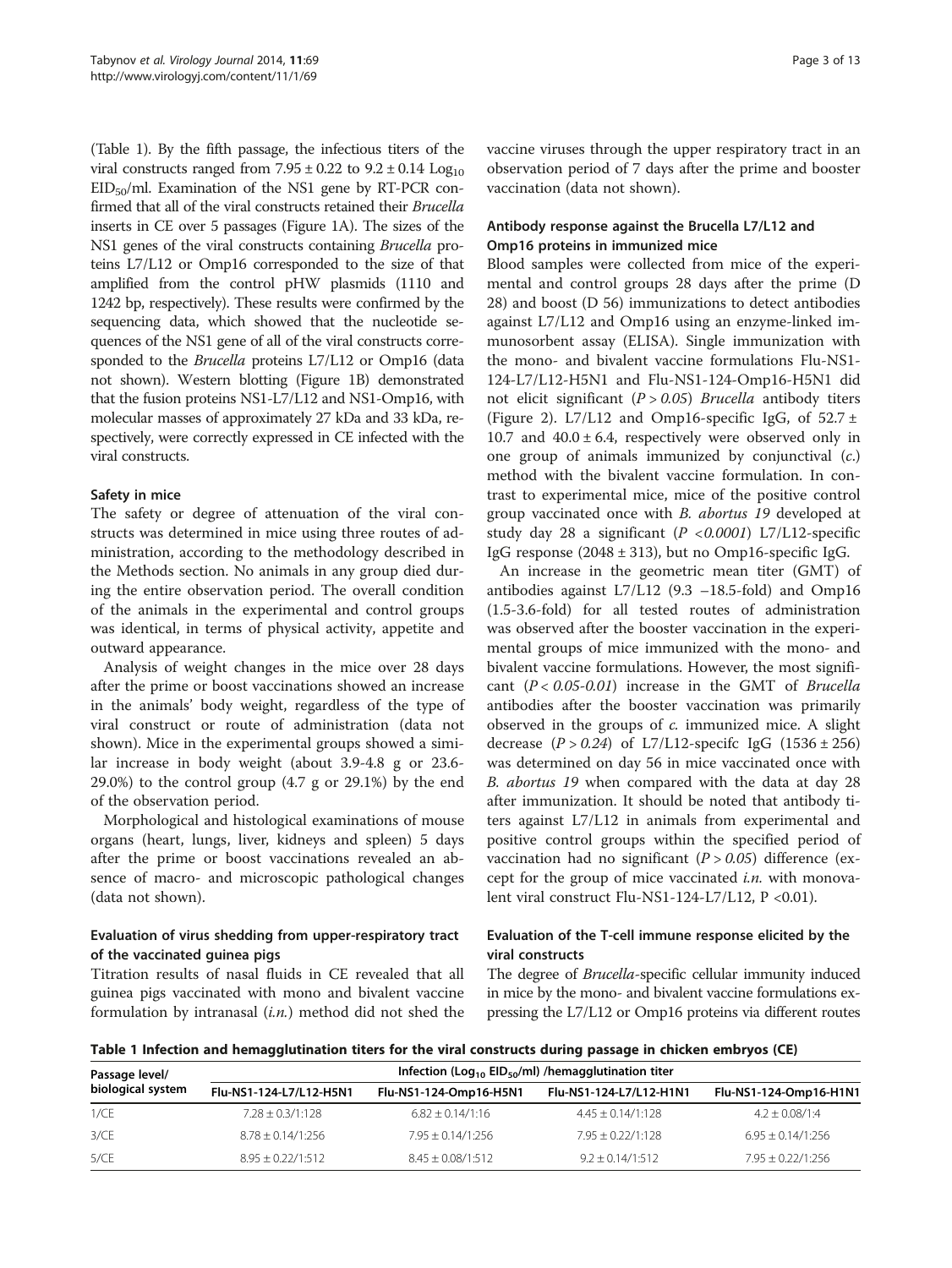(Table 1). By the fifth passage, the infectious titers of the viral constructs ranged from $7.95 \pm 0.22$ to $9.2 \pm 0.14$ $Log_{10}$ $EID_{50}$/ml. Examination of the NS1 gene by RT-PCR confirmed that all of the viral constructs retained their *Brucella* inserts in CE over 5 passages (Figure 1A). The sizes of the NS1 genes of the viral constructs containing *Brucella* proteins L7/L12 or Omp16 corresponded to the size of that amplified from the control pHW plasmids (1110 and 1242 bp, respectively). These results were confirmed by the sequencing data, which showed that the nucleotide sequences of the NS1 gene of all of the viral constructs corresponded to the *Brucella* proteins L7/L12 or Omp16 (data not shown). Western blotting (Figure 1B) demonstrated that the fusion proteins NS1-L7/L12 and NS1-Omp16, with molecular masses of approximately 27 kDa and 33 kDa, respectively, were correctly expressed in CE infected with the viral constructs.

### Safety in mice

The safety or degree of attenuation of the viral constructs was determined in mice using three routes of administration, according to the methodology described in the Methods section. No animals in any group died during the entire observation period. The overall condition of the animals in the experimental and control groups was identical, in terms of physical activity, appetite and outward appearance.

Analysis of weight changes in the mice over 28 days after the prime or boost vaccinations showed an increase in the animals' body weight, regardless of the type of viral construct or route of administration (data not shown). Mice in the experimental groups showed a similar increase in body weight (about 3.9-4.8 g or 23.6-29.0%) to the control group (4.7 g or 29.1%) by the end of the observation period.

Morphological and histological examinations of mouse organs (heart, lungs, liver, kidneys and spleen) 5 days after the prime or boost vaccinations revealed an absence of macro- and microscopic pathological changes (data not shown).

### Evaluation of virus shedding from upper-respiratory tract of the vaccinated guinea pigs

Titration results of nasal fluids in CE revealed that all guinea pigs vaccinated with mono and bivalent vaccine formulation by intranasal (*i.n.*) method did not shed the vaccine viruses through the upper respiratory tract in an observation period of 7 days after the prime and booster vaccination (data not shown).

### Antibody response against the Brucella L7/L12 and Omp16 proteins in immunized mice

Blood samples were collected from mice of the experimental and control groups 28 days after the prime (D 28) and boost (D 56) immunizations to detect antibodies against L7/L12 and Omp16 using an enzyme-linked immunosorbent assay (ELISA). Single immunization with the mono- and bivalent vaccine formulations Flu-NS1-124-L7/L12-H5N1 and Flu-NS1-124-Omp16-H5N1 did not elicit significant ($P > 0.05$) *Brucella* antibody titers (Figure 2). L7/L12 and Omp16-specific IgG, of $52.7 \pm 10.7$ and $40.0 \pm 6.4$, respectively were observed only in one group of animals immunized by conjunctival (*c.*) method with the bivalent vaccine formulation. In contrast to experimental mice, mice of the positive control group vaccinated once with *B. abortus 19* developed at study day 28 a significant ($P < 0.0001$) L7/L12-specific IgG response ($2048 \pm 313$), but no Omp16-specific IgG.

An increase in the geometric mean titer (GMT) of antibodies against L7/L12 (9.3 –18.5-fold) and Omp16 (1.5-3.6-fold) for all tested routes of administration was observed after the booster vaccination in the experimental groups of mice immunized with the mono- and bivalent vaccine formulations. However, the most significant ($P < 0.05$-$0.01$) increase in the GMT of *Brucella* antibodies after the booster vaccination was primarily observed in the groups of *c.* immunized mice. A slight decrease ($P > 0.24$) of L7/L12-specifc IgG ($1536 \pm 256$) was determined on day 56 in mice vaccinated once with *B. abortus 19* when compared with the data at day 28 after immunization. It should be noted that antibody titers against L7/L12 in animals from experimental and positive control groups within the specified period of vaccination had no significant ($P > 0.05$) difference (except for the group of mice vaccinated *i.n.* with monovalent viral construct Flu-NS1-124-L7/L12, $P < 0.01$).

### Evaluation of the T-cell immune response elicited by the viral constructs

The degree of *Brucella*-specific cellular immunity induced in mice by the mono- and bivalent vaccine formulations expressing the L7/L12 or Omp16 proteins via different routes

**Table 1 Infection and hemagglutination titers for the viral constructs during passage in chicken embryos (CE)**

| Passage level/ biological system | Infection ($Log_{10}$ $EID_{50}$/ml) /hemagglutination titer | | | |
|---|---|---|---|---|
| | Flu-NS1-124-L7/L12-H5N1 | Flu-NS1-124-Omp16-H5N1 | Flu-NS1-124-L7/L12-H1N1 | Flu-NS1-124-Omp16-H1N1 |
| 1/CE | $7.28 \pm 0.3$/1:128 | $6.82 \pm 0.14$/1:16 | $4.45 \pm 0.14$/1:128 | $4.2 \pm 0.08$/1:4 |
| 3/CE | $8.78 \pm 0.14$/1:256 | $7.95 \pm 0.14$/1:256 | $7.95 \pm 0.22$/1:128 | $6.95 \pm 0.14$/1:256 |
| 5/CE | $8.95 \pm 0.22$/1:512 | $8.45 \pm 0.08$/1:512 | $9.2 \pm 0.14$/1:512 | $7.95 \pm 0.22$/1:256 |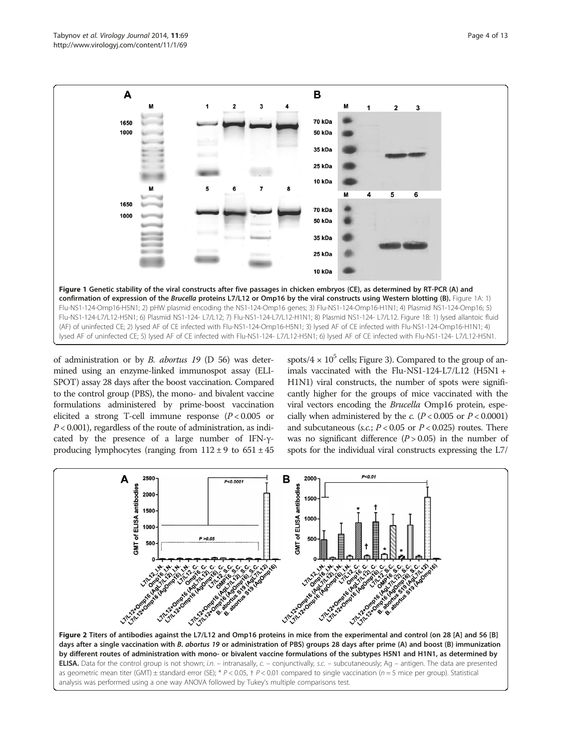**Figure 1 Genetic stability of the viral constructs after five passages in chicken embryos (CE), as determined by RT-PCR (A) and confirmation of expression of the *Brucella* proteins L7/L12 or Omp16 by the viral constructs using Western blotting (B).** Figure 1A: 1) Flu-NS1-124-Omp16-H5N1; 2) pHW plasmid encoding the NS1-124-Omp16 genes; 3) Flu-NS1-124-Omp16-H1N1; 4) Plasmid NS1-124-Omp16; 5) Flu-NS1-124-L7/L12-H5N1; 6) Plasmid NS1-124- L7/L12; 7) Flu-NS1-124-L7/L12-H1N1; 8) Plasmid NS1-124- L7/L12. Figure 1B: 1) lysed allantoic fluid (AF) of uninfected CE; 2) lysed AF of CE infected with Flu-NS1-124-Omp16-H5N1; 3) lysed AF of CE infected with Flu-NS1-124-Omp16-H1N1; 4) lysed AF of uninfected CE; 5) lysed AF of CE infected with Flu-NS1-124- L7/L12-H5N1; 6) lysed AF of CE infected with Flu-NS1-124- L7/L12-H5N1.

of administration or by *B. abortus 19* (D 56) was determined using an enzyme-linked immunospot assay (ELISPOT) assay 28 days after the boost vaccination. Compared to the control group (PBS), the mono- and bivalent vaccine formulations administered by prime-boost vaccination elicited a strong T-cell immune response ($P < 0.005$ or $P < 0.001$), regardless of the route of administration, as indicated by the presence of a large number of IFN-γ-producing lymphocytes (ranging from $112 \pm 9$ to $651 \pm 45$ spots/$4 \times 10^5$ cells; Figure 3). Compared to the group of animals vaccinated with the Flu-NS1-124-L7/L12 (H5N1 + H1N1) viral constructs, the number of spots were significantly higher for the groups of mice vaccinated with the viral vectors encoding the *Brucella* Omp16 protein, especially when administered by the *c.* ($P < 0.005$ or $P < 0.0001$) and subcutaneous (*s.c.*; $P < 0.05$ or $P < 0.025$) routes. There was no significant difference ($P > 0.05$) in the number of spots for the individual viral constructs expressing the L7/

**Figure 2 Titers of antibodies against the L7/L12 and Omp16 proteins in mice from the experimental and control (on 28 [A] and 56 [B] days after a single vaccination with *B. abortus 19* or administration of PBS) groups 28 days after prime (A) and boost (B) immunization by different routes of administration with mono- or bivalent vaccine formulations of the subtypes H5N1 and H1N1, as determined by ELISA.** Data for the control group is not shown; *i.n.* – intranasally, *c.* – conjunctivally, *s.c.* – subcutaneously; Ag – antigen. The data are presented as geometric mean titer (GMT) ± standard error (SE); * $P < 0.05$, † $P < 0.01$ compared to single vaccination ($n = 5$ mice per group). Statistical analysis was performed using a one way ANOVA followed by Tukey's multiple comparisons test.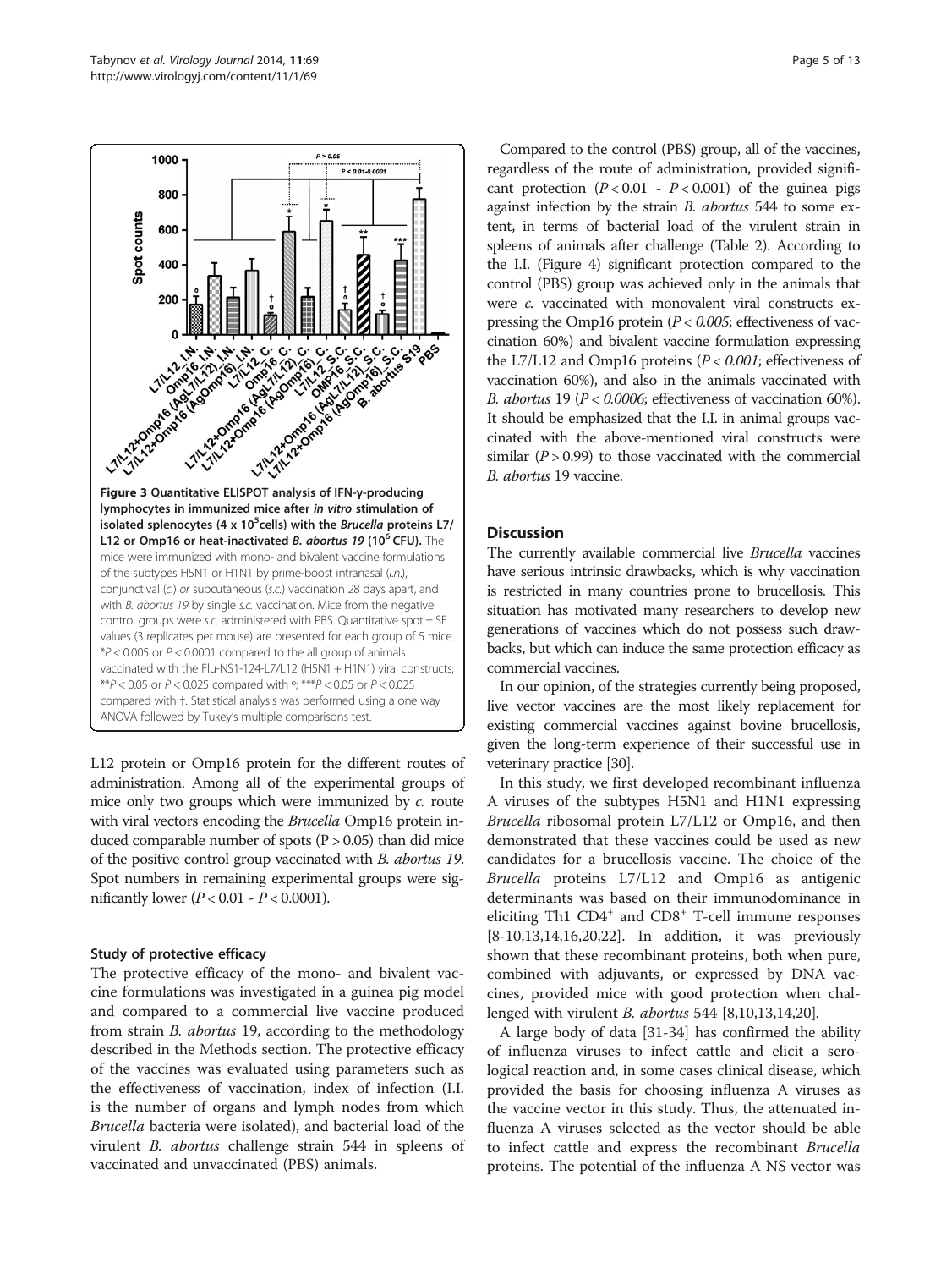**Figure 3 Quantitative ELISPOT analysis of IFN-γ-producing lymphocytes in immunized mice after *in vitro* stimulation of isolated splenocytes (4 x 10$^5$cells) with the *Brucella* proteins L7/L12 or Omp16 or heat-inactivated *B. abortus 19* (10$^6$ CFU).** The mice were immunized with mono- and bivalent vaccine formulations of the subtypes H5N1 or H1N1 by prime-boost intranasal (*i.n.*), conjunctival (*c.*) or subcutaneous (*s.c.*) vaccination 28 days apart, and with *B. abortus 19* by single *s.c.* vaccination. Mice from the negative control groups were *s.c.* administered with PBS. Quantitative spot ± SE values (3 replicates per mouse) are presented for each group of 5 mice. *$P < 0.005$ or $P < 0.0001$ compared to the all group of animals vaccinated with the Flu-NS1-124-L7/L12 (H5N1 + H1N1) viral constructs; **$P < 0.05$ or $P < 0.025$ compared with °; ***$P < 0.05$ or $P < 0.025$ compared with †. Statistical analysis was performed using a one way ANOVA followed by Tukey's multiple comparisons test.

L12 protein or Omp16 protein for the different routes of administration. Among all of the experimental groups of mice only two groups which were immunized by *c.* route with viral vectors encoding the *Brucella* Omp16 protein induced comparable number of spots ($P > 0.05$) than did mice of the positive control group vaccinated with *B. abortus 19*. Spot numbers in remaining experimental groups were significantly lower ($P < 0.01$ - $P < 0.0001$).

### Study of protective efficacy

The protective efficacy of the mono- and bivalent vaccine formulations was investigated in a guinea pig model and compared to a commercial live vaccine produced from strain *B. abortus* 19, according to the methodology described in the Methods section. The protective efficacy of the vaccines was evaluated using parameters such as the effectiveness of vaccination, index of infection (I.I. is the number of organs and lymph nodes from which *Brucella* bacteria were isolated), and bacterial load of the virulent *B. abortus* challenge strain 544 in spleens of vaccinated and unvaccinated (PBS) animals.

Compared to the control (PBS) group, all of the vaccines, regardless of the route of administration, provided significant protection ($P < 0.01$ - $P < 0.001$) of the guinea pigs against infection by the strain *B. abortus* 544 to some extent, in terms of bacterial load of the virulent strain in spleens of animals after challenge (Table 2). According to the I.I. (Figure 4) significant protection compared to the control (PBS) group was achieved only in the animals that were *c.* vaccinated with monovalent viral constructs expressing the Omp16 protein ($P < 0.005$; effectiveness of vaccination 60%) and bivalent vaccine formulation expressing the L7/L12 and Omp16 proteins ($P < 0.001$; effectiveness of vaccination 60%), and also in the animals vaccinated with *B. abortus* 19 ($P < 0.0006$; effectiveness of vaccination 60%). It should be emphasized that the I.I. in animal groups vaccinated with the above-mentioned viral constructs were similar ($P > 0.99$) to those vaccinated with the commercial *B. abortus* 19 vaccine.

## Discussion

The currently available commercial live *Brucella* vaccines have serious intrinsic drawbacks, which is why vaccination is restricted in many countries prone to brucellosis. This situation has motivated many researchers to develop new generations of vaccines which do not possess such drawbacks, but which can induce the same protection efficacy as commercial vaccines.

In our opinion, of the strategies currently being proposed, live vector vaccines are the most likely replacement for existing commercial vaccines against bovine brucellosis, given the long-term experience of their successful use in veterinary practice [30].

In this study, we first developed recombinant influenza A viruses of the subtypes H5N1 and H1N1 expressing *Brucella* ribosomal protein L7/L12 or Omp16, and then demonstrated that these vaccines could be used as new candidates for a brucellosis vaccine. The choice of the *Brucella* proteins L7/L12 and Omp16 as antigenic determinants was based on their immunodominance in eliciting Th1 CD4$^+$ and CD8$^+$ T-cell immune responses [8-10,13,14,16,20,22]. In addition, it was previously shown that these recombinant proteins, both when pure, combined with adjuvants, or expressed by DNA vaccines, provided mice with good protection when challenged with virulent *B. abortus* 544 [8,10,13,14,20].

A large body of data [31-34] has confirmed the ability of influenza viruses to infect cattle and elicit a serological reaction and, in some cases clinical disease, which provided the basis for choosing influenza A viruses as the vaccine vector in this study. Thus, the attenuated influenza A viruses selected as the vector should be able to infect cattle and express the recombinant *Brucella* proteins. The potential of the influenza A NS vector was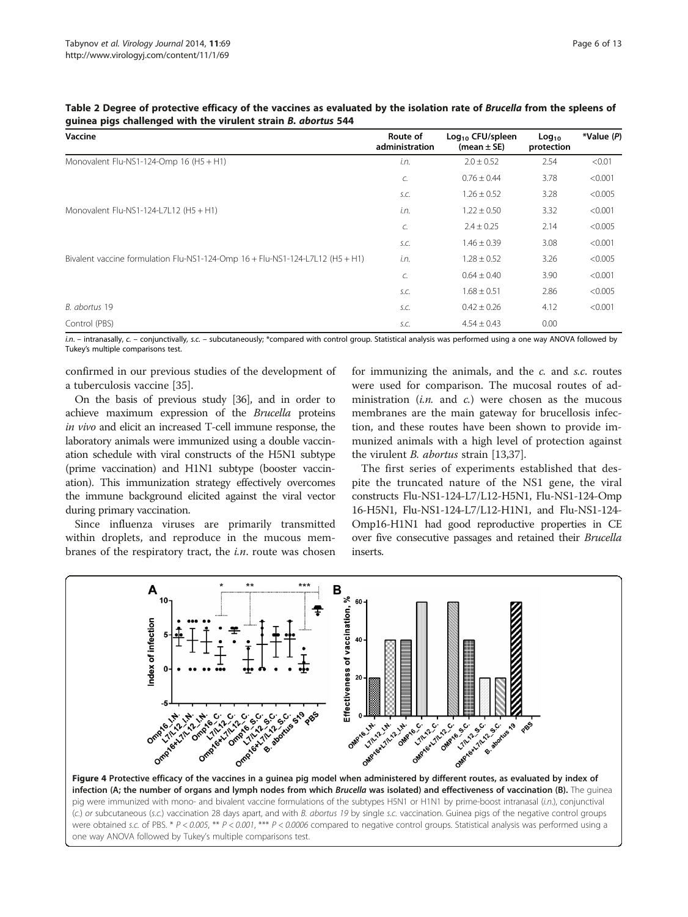**Table 2 Degree of protective efficacy of the vaccines as evaluated by the isolation rate of *Brucella* from the spleens of guinea pigs challenged with the virulent strain *B. abortus* 544**

| Vaccine | Route of administration | $Log_{10}$ CFU/spleen (mean ± SE) | $Log_{10}$ protection | *Value (P) |
|---|---|---|---|---|
| Monovalent Flu-NS1-124-Omp 16 (H5 + H1) | *i.n.* | 2.0 ± 0.52 | 2.54 | <0.01 |
| | *c.* | 0.76 ± 0.44 | 3.78 | <0.001 |
| | *s.c.* | 1.26 ± 0.52 | 3.28 | <0.005 |
| Monovalent Flu-NS1-124-L7L12 (H5 + H1) | *i.n.* | 1.22 ± 0.50 | 3.32 | <0.001 |
| | *c.* | 2.4 ± 0.25 | 2.14 | <0.005 |
| | *s.c.* | 1.46 ± 0.39 | 3.08 | <0.001 |
| Bivalent vaccine formulation Flu-NS1-124-Omp 16 + Flu-NS1-124-L7L12 (H5 + H1) | *i.n.* | 1.28 ± 0.52 | 3.26 | <0.005 |
| | *c.* | 0.64 ± 0.40 | 3.90 | <0.001 |
| | *s.c.* | 1.68 ± 0.51 | 2.86 | <0.005 |
| *B. abortus* 19 | *s.c.* | 0.42 ± 0.26 | 4.12 | <0.001 |
| Control (PBS) | *s.c.* | 4.54 ± 0.43 | 0.00 | |

*i.n.* – intranasally, *c.* – conjunctivally, *s.c.* – subcutaneously; *compared with control group. Statistical analysis was performed using a one way ANOVA followed by Tukey's multiple comparisons test.

confirmed in our previous studies of the development of a tuberculosis vaccine [35].

On the basis of previous study [36], and in order to achieve maximum expression of the *Brucella* proteins *in vivo* and elicit an increased T-cell immune response, the laboratory animals were immunized using a double vaccination schedule with viral constructs of the H5N1 subtype (prime vaccination) and H1N1 subtype (booster vaccination). This immunization strategy effectively overcomes the immune background elicited against the viral vector during primary vaccination.

Since influenza viruses are primarily transmitted within droplets, and reproduce in the mucous membranes of the respiratory tract, the *i.n.* route was chosen for immunizing the animals, and the *c.* and *s.c.* routes were used for comparison. The mucosal routes of administration (*i.n.* and *c.*) were chosen as the mucous membranes are the main gateway for brucellosis infection, and these routes have been shown to provide immunized animals with a high level of protection against the virulent *B. abortus* strain [13,37].

The first series of experiments established that despite the truncated nature of the NS1 gene, the viral constructs Flu-NS1-124-L7/L12-H5N1, Flu-NS1-124-Omp 16-H5N1, Flu-NS1-124-L7/L12-H1N1, and Flu-NS1-124-Omp16-H1N1 had good reproductive properties in CE over five consecutive passages and retained their *Brucella* inserts.

**Figure 4 Protective efficacy of the vaccines in a guinea pig model when administered by different routes, as evaluated by index of infection (A; the number of organs and lymph nodes from which *Brucella* was isolated) and effectiveness of vaccination (B).** The guinea pig were immunized with mono- and bivalent vaccine formulations of the subtypes H5N1 or H1N1 by prime-boost intranasal (*i.n.*), conjunctival (*c.*) or subcutaneous (*s.c.*) vaccination 28 days apart, and with *B. abortus 19* by single *s.c.* vaccination. Guinea pigs of the negative control groups were obtained *s.c.* of PBS. * $P < 0.005$, ** $P < 0.001$, *** $P < 0.0006$ compared to negative control groups. Statistical analysis was performed using a one way ANOVA followed by Tukey's multiple comparisons test.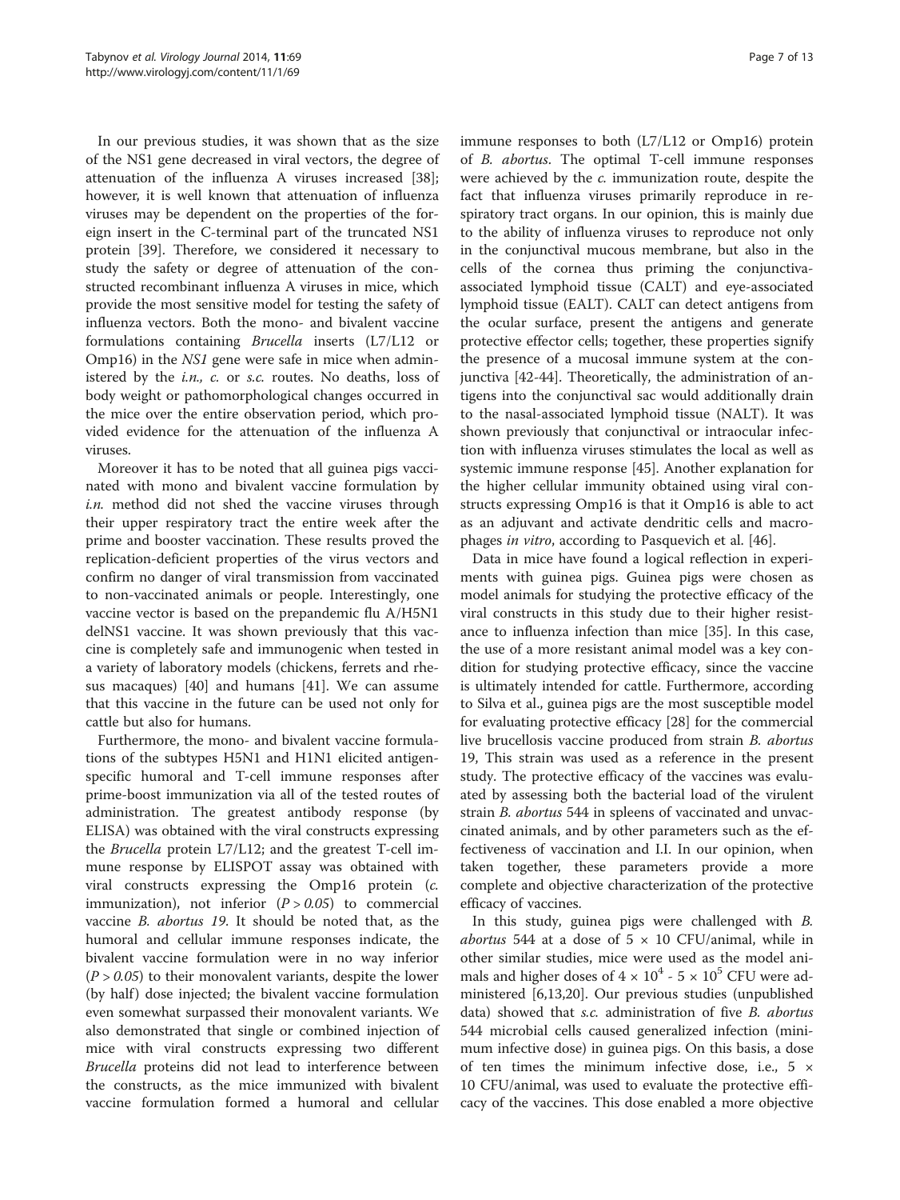In our previous studies, it was shown that as the size of the NS1 gene decreased in viral vectors, the degree of attenuation of the influenza A viruses increased [38]; however, it is well known that attenuation of influenza viruses may be dependent on the properties of the foreign insert in the C-terminal part of the truncated NS1 protein [39]. Therefore, we considered it necessary to study the safety or degree of attenuation of the constructed recombinant influenza A viruses in mice, which provide the most sensitive model for testing the safety of influenza vectors. Both the mono- and bivalent vaccine formulations containing *Brucella* inserts (L7/L12 or Omp16) in the *NS1* gene were safe in mice when administered by the *i.n., c.* or *s.c.* routes. No deaths, loss of body weight or pathomorphological changes occurred in the mice over the entire observation period, which provided evidence for the attenuation of the influenza A viruses.

Moreover it has to be noted that all guinea pigs vaccinated with mono and bivalent vaccine formulation by *i.n.* method did not shed the vaccine viruses through their upper respiratory tract the entire week after the prime and booster vaccination. These results proved the replication-deficient properties of the virus vectors and confirm no danger of viral transmission from vaccinated to non-vaccinated animals or people. Interestingly, one vaccine vector is based on the prepandemic flu A/H5N1 delNS1 vaccine. It was shown previously that this vaccine is completely safe and immunogenic when tested in a variety of laboratory models (chickens, ferrets and rhesus macaques) [40] and humans [41]. We can assume that this vaccine in the future can be used not only for cattle but also for humans.

Furthermore, the mono- and bivalent vaccine formulations of the subtypes H5N1 and H1N1 elicited antigen-specific humoral and T-cell immune responses after prime-boost immunization via all of the tested routes of administration. The greatest antibody response (by ELISA) was obtained with the viral constructs expressing the *Brucella* protein L7/L12; and the greatest T-cell immune response by ELISPOT assay was obtained with viral constructs expressing the Omp16 protein (*c.* immunization), not inferior ($P > 0.05$) to commercial vaccine *B. abortus 19*. It should be noted that, as the humoral and cellular immune responses indicate, the bivalent vaccine formulation were in no way inferior ($P > 0.05$) to their monovalent variants, despite the lower (by half) dose injected; the bivalent vaccine formulation even somewhat surpassed their monovalent variants. We also demonstrated that single or combined injection of mice with viral constructs expressing two different *Brucella* proteins did not lead to interference between the constructs, as the mice immunized with bivalent vaccine formulation formed a humoral and cellular immune responses to both (L7/L12 or Omp16) protein of *B. abortus*. The optimal T-cell immune responses were achieved by the *c.* immunization route, despite the fact that influenza viruses primarily reproduce in respiratory tract organs. In our opinion, this is mainly due to the ability of influenza viruses to reproduce not only in the conjunctival mucous membrane, but also in the cells of the cornea thus priming the conjunctiva-associated lymphoid tissue (CALT) and eye-associated lymphoid tissue (EALT). CALT can detect antigens from the ocular surface, present the antigens and generate protective effector cells; together, these properties signify the presence of a mucosal immune system at the conjunctiva [42-44]. Theoretically, the administration of antigens into the conjunctival sac would additionally drain to the nasal-associated lymphoid tissue (NALT). It was shown previously that conjunctival or intraocular infection with influenza viruses stimulates the local as well as systemic immune response [45]. Another explanation for the higher cellular immunity obtained using viral constructs expressing Omp16 is that it Omp16 is able to act as an adjuvant and activate dendritic cells and macrophages *in vitro*, according to Pasquevich et al. [46].

Data in mice have found a logical reflection in experiments with guinea pigs. Guinea pigs were chosen as model animals for studying the protective efficacy of the viral constructs in this study due to their higher resistance to influenza infection than mice [35]. In this case, the use of a more resistant animal model was a key condition for studying protective efficacy, since the vaccine is ultimately intended for cattle. Furthermore, according to Silva et al., guinea pigs are the most susceptible model for evaluating protective efficacy [28] for the commercial live brucellosis vaccine produced from strain *B. abortus* 19, This strain was used as a reference in the present study. The protective efficacy of the vaccines was evaluated by assessing both the bacterial load of the virulent strain *B. abortus* 544 in spleens of vaccinated and unvaccinated animals, and by other parameters such as the effectiveness of vaccination and I.I. In our opinion, when taken together, these parameters provide a more complete and objective characterization of the protective efficacy of vaccines.

In this study, guinea pigs were challenged with *B. abortus* 544 at a dose of $5 \times 10$ CFU/animal, while in other similar studies, mice were used as the model animals and higher doses of $4 \times 10^4$ - $5 \times 10^5$ CFU were administered [6,13,20]. Our previous studies (unpublished data) showed that *s.c.* administration of five *B. abortus* 544 microbial cells caused generalized infection (minimum infective dose) in guinea pigs. On this basis, a dose of ten times the minimum infective dose, i.e., $5 \times 10$ CFU/animal, was used to evaluate the protective efficacy of the vaccines. This dose enabled a more objective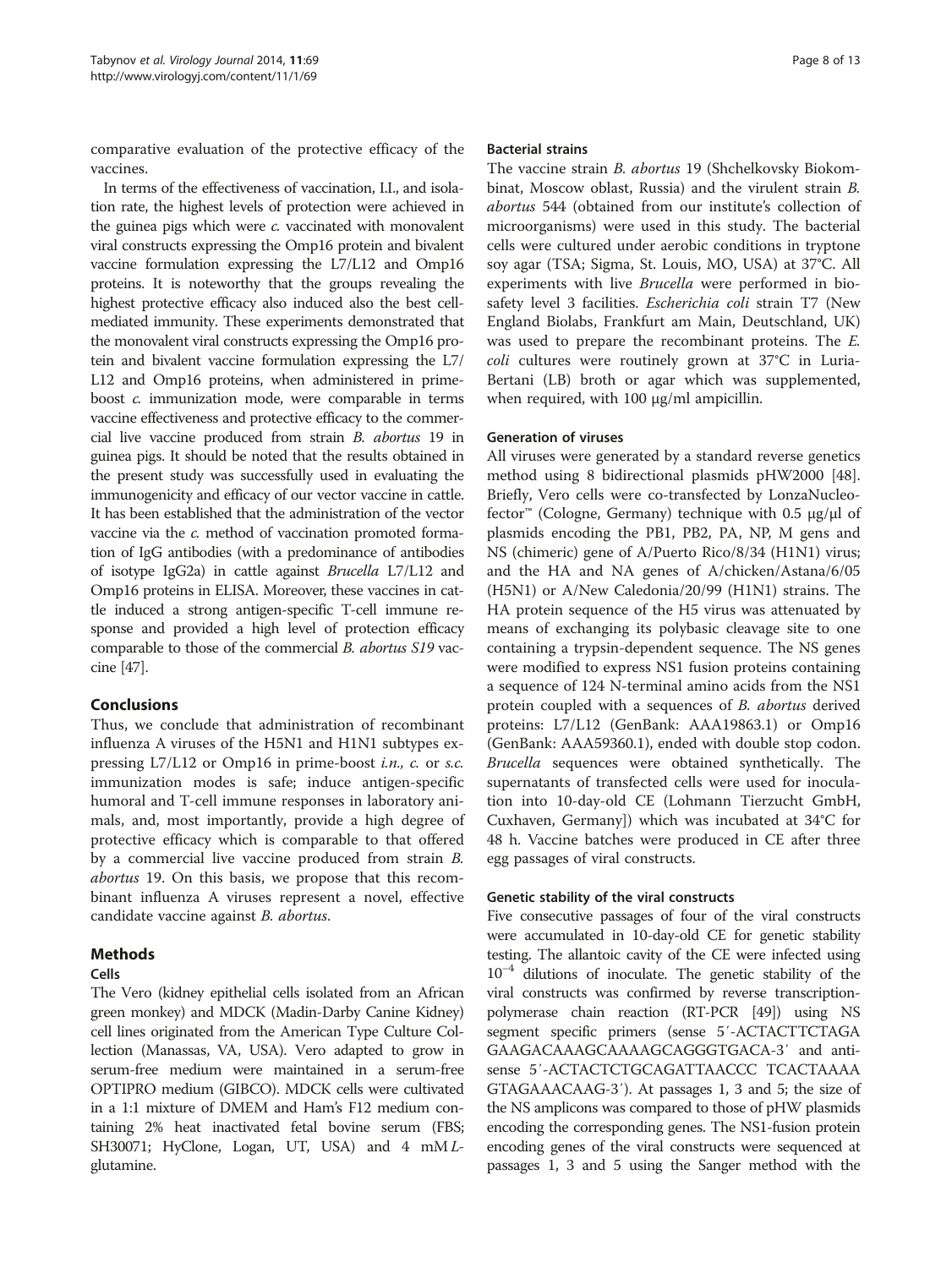comparative evaluation of the protective efficacy of the vaccines.

In terms of the effectiveness of vaccination, I.I., and isolation rate, the highest levels of protection were achieved in the guinea pigs which were *c.* vaccinated with monovalent viral constructs expressing the Omp16 protein and bivalent vaccine formulation expressing the L7/L12 and Omp16 proteins. It is noteworthy that the groups revealing the highest protective efficacy also induced also the best cell-mediated immunity. These experiments demonstrated that the monovalent viral constructs expressing the Omp16 protein and bivalent vaccine formulation expressing the L7/L12 and Omp16 proteins, when administered in prime-boost *c.* immunization mode, were comparable in terms vaccine effectiveness and protective efficacy to the commercial live vaccine produced from strain *B. abortus* 19 in guinea pigs. It should be noted that the results obtained in the present study was successfully used in evaluating the immunogenicity and efficacy of our vector vaccine in cattle. It has been established that the administration of the vector vaccine via the *c.* method of vaccination promoted formation of IgG antibodies (with a predominance of antibodies of isotype IgG2a) in cattle against *Brucella* L7/L12 and Omp16 proteins in ELISA. Moreover, these vaccines in cattle induced a strong antigen-specific T-cell immune response and provided a high level of protection efficacy comparable to those of the commercial *B. abortus S19* vaccine [47].

## Conclusions

Thus, we conclude that administration of recombinant influenza A viruses of the H5N1 and H1N1 subtypes expressing L7/L12 or Omp16 in prime-boost *i.n.*, *c.* or *s.c.* immunization modes is safe; induce antigen-specific humoral and T-cell immune responses in laboratory animals, and, most importantly, provide a high degree of protective efficacy which is comparable to that offered by a commercial live vaccine produced from strain *B. abortus* 19. On this basis, we propose that this recombinant influenza A viruses represent a novel, effective candidate vaccine against *B. abortus*.

## Methods

### Cells

The Vero (kidney epithelial cells isolated from an African green monkey) and MDCK (Madin-Darby Canine Kidney) cell lines originated from the American Type Culture Collection (Manassas, VA, USA). Vero adapted to grow in serum-free medium were maintained in a serum-free OPTIPRO medium (GIBCO). MDCK cells were cultivated in a 1:1 mixture of DMEM and Ham's F12 medium containing 2% heat inactivated fetal bovine serum (FBS; SH30071; HyClone, Logan, UT, USA) and 4 mM *L*-glutamine.

### Bacterial strains

The vaccine strain *B. abortus* 19 (Shchelkovsky Biokombinat, Moscow oblast, Russia) and the virulent strain *B. abortus* 544 (obtained from our institute's collection of microorganisms) were used in this study. The bacterial cells were cultured under aerobic conditions in tryptone soy agar (TSA; Sigma, St. Louis, MO, USA) at 37°C. All experiments with live *Brucella* were performed in biosafety level 3 facilities. *Escherichia coli* strain T7 (New England Biolabs, Frankfurt am Main, Deutschland, UK) was used to prepare the recombinant proteins. The *E. coli* cultures were routinely grown at 37°C in Luria-Bertani (LB) broth or agar which was supplemented, when required, with 100 μg/ml ampicillin.

### Generation of viruses

All viruses were generated by a standard reverse genetics method using 8 bidirectional plasmids pHW2000 [48]. Briefly, Vero cells were co-transfected by LonzaNucleofector™ (Cologne, Germany) technique with 0.5 μg/μl of plasmids encoding the PB1, PB2, PA, NP, M gens and NS (chimeric) gene of A/Puerto Rico/8/34 (H1N1) virus; and the HA and NA genes of A/chicken/Astana/6/05 (H5N1) or A/New Caledonia/20/99 (H1N1) strains. The HA protein sequence of the H5 virus was attenuated by means of exchanging its polybasic cleavage site to one containing a trypsin-dependent sequence. The NS genes were modified to express NS1 fusion proteins containing a sequence of 124 N-terminal amino acids from the NS1 protein coupled with a sequences of *B. abortus* derived proteins: L7/L12 (GenBank: AAA19863.1) or Omp16 (GenBank: AAA59360.1), ended with double stop codon. *Brucella* sequences were obtained synthetically. The supernatants of transfected cells were used for inoculation into 10-day-old CE (Lohmann Tierzucht GmbH, Cuxhaven, Germany]) which was incubated at 34°C for 48 h. Vaccine batches were produced in CE after three egg passages of viral constructs.

### Genetic stability of the viral constructs

Five consecutive passages of four of the viral constructs were accumulated in 10-day-old CE for genetic stability testing. The allantoic cavity of the CE were infected using $10^{-4}$ dilutions of inoculate. The genetic stability of the viral constructs was confirmed by reverse transcription-polymerase chain reaction (RT-PCR [49]) using NS segment specific primers (sense 5′-ACTACTTCTAGA GAAGACAAAGCAAAAGCAGGGTGACA-3′ and antisense 5′-ACTACTCTGCAGATTAACCC TCACTAAAA GTAGAAACAAG-3′). At passages 1, 3 and 5; the size of the NS amplicons was compared to those of pHW plasmids encoding the corresponding genes. The NS1-fusion protein encoding genes of the viral constructs were sequenced at passages 1, 3 and 5 using the Sanger method with the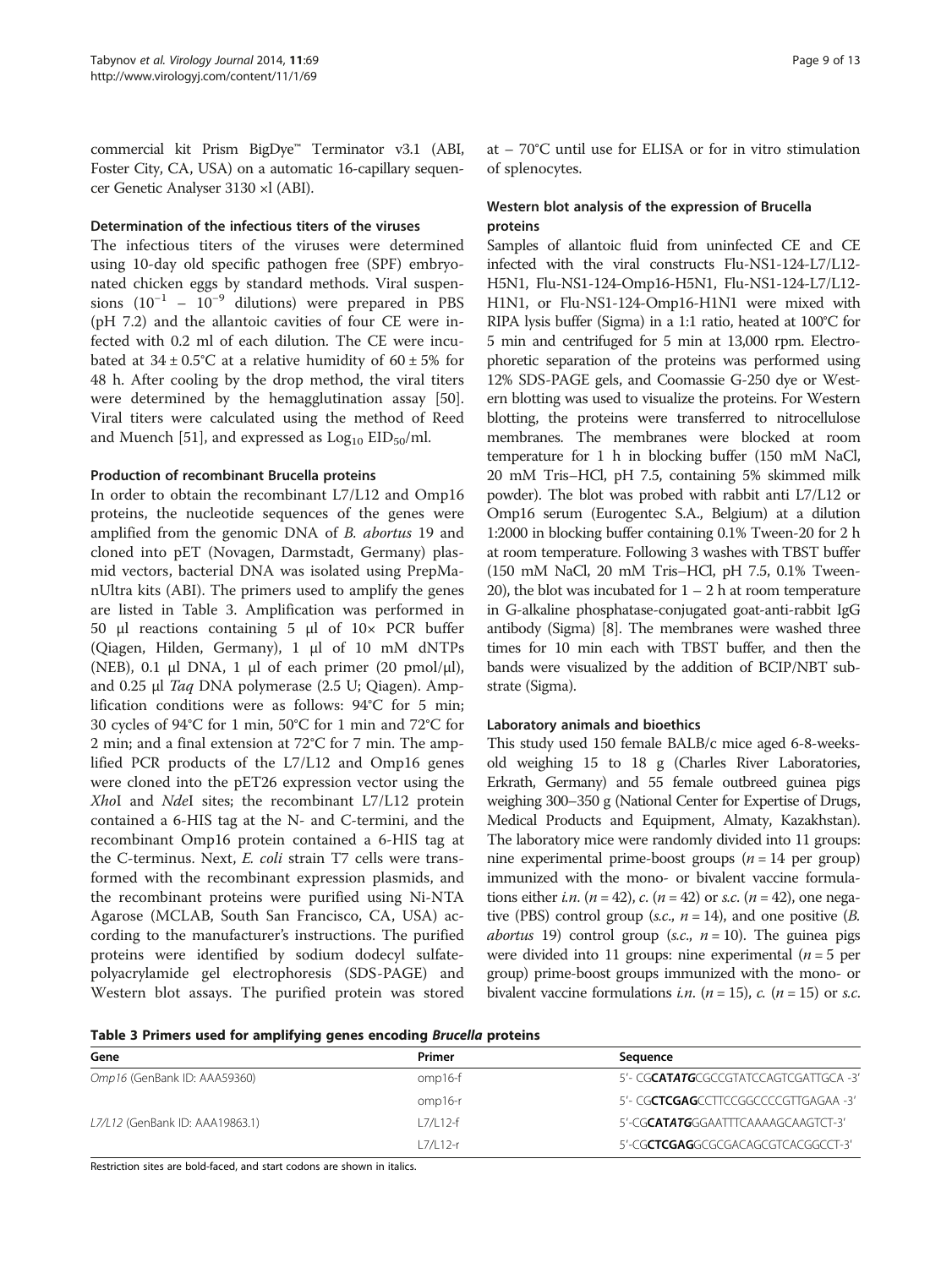commercial kit Prism BigDye™ Terminator v3.1 (ABI, Foster City, CA, USA) on a automatic 16-capillary sequencer Genetic Analyser 3130 ×l (ABI).

#### Determination of the infectious titers of the viruses

The infectious titers of the viruses were determined using 10-day old specific pathogen free (SPF) embryonated chicken eggs by standard methods. Viral suspensions ($10^{-1}$ – $10^{-9}$ dilutions) were prepared in PBS (pH 7.2) and the allantoic cavities of four CE were infected with 0.2 ml of each dilution. The CE were incubated at 34 ± 0.5°C at a relative humidity of 60 ± 5% for 48 h. After cooling by the drop method, the viral titers were determined by the hemagglutination assay [50]. Viral titers were calculated using the method of Reed and Muench [51], and expressed as $Log_{10}$ $EID_{50}$/ml.

#### Production of recombinant Brucella proteins

In order to obtain the recombinant L7/L12 and Omp16 proteins, the nucleotide sequences of the genes were amplified from the genomic DNA of *B. abortus* 19 and cloned into pET (Novagen, Darmstadt, Germany) plasmid vectors, bacterial DNA was isolated using PrepManUltra kits (ABI). The primers used to amplify the genes are listed in Table 3. Amplification was performed in 50 μl reactions containing 5 μl of 10× PCR buffer (Qiagen, Hilden, Germany), 1 μl of 10 mM dNTPs (NEB), 0.1 μl DNA, 1 μl of each primer (20 pmol/μl), and 0.25 μl *Taq* DNA polymerase (2.5 U; Qiagen). Amplification conditions were as follows: 94°C for 5 min; 30 cycles of 94°C for 1 min, 50°C for 1 min and 72°C for 2 min; and a final extension at 72°C for 7 min. The amplified PCR products of the L7/L12 and Omp16 genes were cloned into the pET26 expression vector using the *Xho*I and *Nde*I sites; the recombinant L7/L12 protein contained a 6-HIS tag at the N- and C-termini, and the recombinant Omp16 protein contained a 6-HIS tag at the C-terminus. Next, *E. coli* strain T7 cells were transformed with the recombinant expression plasmids, and the recombinant proteins were purified using Ni-NTA Agarose (MCLAB, South San Francisco, CA, USA) according to the manufacturer's instructions. The purified proteins were identified by sodium dodecyl sulfate-polyacrylamide gel electrophoresis (SDS-PAGE) and Western blot assays. The purified protein was stored at – 70°C until use for ELISA or for in vitro stimulation of splenocytes.

#### Western blot analysis of the expression of Brucella proteins

Samples of allantoic fluid from uninfected CE and CE infected with the viral constructs Flu-NS1-124-L7/L12-H5N1, Flu-NS1-124-Omp16-H5N1, Flu-NS1-124-L7/L12-H1N1, or Flu-NS1-124-Omp16-H1N1 were mixed with RIPA lysis buffer (Sigma) in a 1:1 ratio, heated at 100°C for 5 min and centrifuged for 5 min at 13,000 rpm. Electrophoretic separation of the proteins was performed using 12% SDS-PAGE gels, and Coomassie G-250 dye or Western blotting was used to visualize the proteins. For Western blotting, the proteins were transferred to nitrocellulose membranes. The membranes were blocked at room temperature for 1 h in blocking buffer (150 mM NaCl, 20 mM Tris–HCl, pH 7.5, containing 5% skimmed milk powder). The blot was probed with rabbit anti L7/L12 or Omp16 serum (Eurogentec S.A., Belgium) at a dilution 1:2000 in blocking buffer containing 0.1% Tween-20 for 2 h at room temperature. Following 3 washes with TBST buffer (150 mM NaCl, 20 mM Tris–HCl, pH 7.5, 0.1% Tween-20), the blot was incubated for 1 – 2 h at room temperature in G-alkaline phosphatase-conjugated goat-anti-rabbit IgG antibody (Sigma) [8]. The membranes were washed three times for 10 min each with TBST buffer, and then the bands were visualized by the addition of BCIP/NBT substrate (Sigma).

#### Laboratory animals and bioethics

This study used 150 female BALB/c mice aged 6-8-weeks-old weighing 15 to 18 g (Charles River Laboratories, Erkrath, Germany) and 55 female outbreed guinea pigs weighing 300–350 g (National Center for Expertise of Drugs, Medical Products and Equipment, Almaty, Kazakhstan). The laboratory mice were randomly divided into 11 groups: nine experimental prime-boost groups ($n$ = 14 per group) immunized with the mono- or bivalent vaccine formulations either *i.n.* ($n$ = 42), *c.* ($n$ = 42) or *s.c.* ($n$ = 42), one negative (PBS) control group (*s.c.*, $n$ = 14), and one positive (*B. abortus* 19) control group (*s.c.*, $n$ = 10). The guinea pigs were divided into 11 groups: nine experimental ($n$ = 5 per group) prime-boost groups immunized with the mono- or bivalent vaccine formulations *i.n.* ($n$ = 15), *c.* ($n$ = 15) or *s.c.*

**Table 3 Primers used for amplifying genes encoding *Brucella* proteins**

| Gene | Primer | Sequence |
|---|---|---|
| *Omp16* (GenBank ID: AAA59360) | omp16-f | 5'- CG***CATATG***CGCCGTATCCAGTCGATTGCA -3' |
| | omp16-r | 5'- CG**CTCGAG**CCTTCCGGCCCCGTTGAGAA -3' |
| *L7/L12* (GenBank ID: AAA19863.1) | L7/L12-f | 5'-CG***CATATG***GGAATTTCAAAAGCAAGTCT-3' |
| | L7/L12-r | 5'-CG**CTCGAG**GCGCGACAGCGTCACGGCCT-3' |

Restriction sites are bold-faced, and start codons are shown in italics.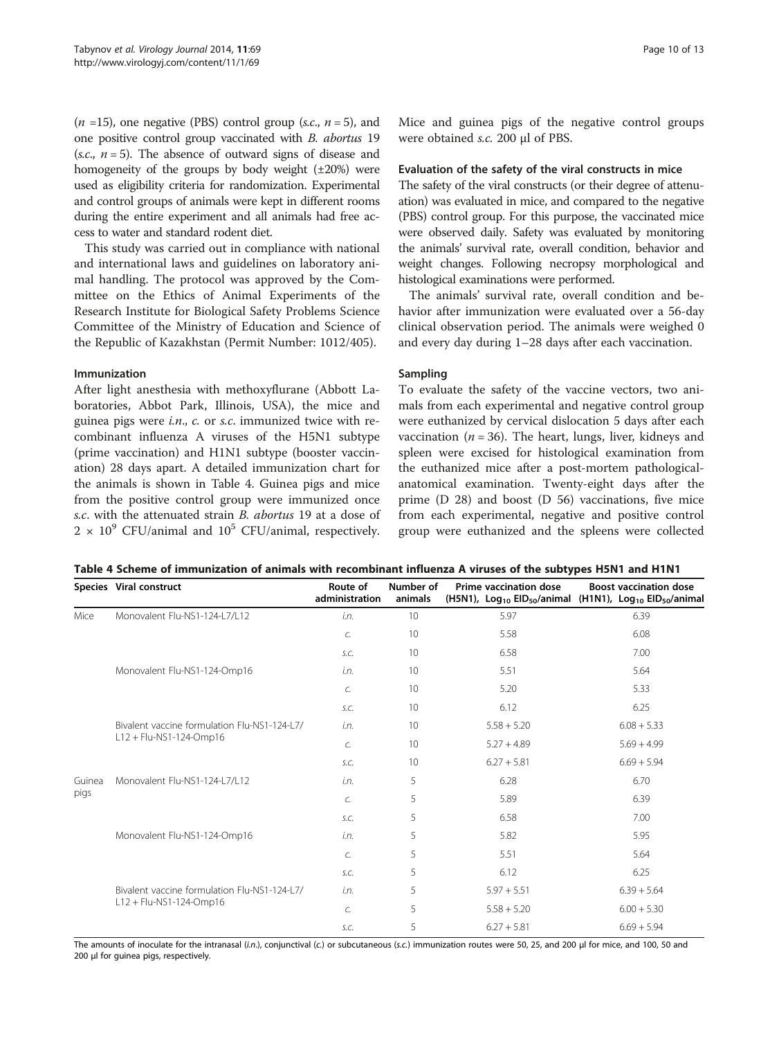(*n* =15), one negative (PBS) control group (*s.c.*, *n* = 5), and one positive control group vaccinated with *B. abortus* 19 (*s.c.*, *n* = 5). The absence of outward signs of disease and homogeneity of the groups by body weight (±20%) were used as eligibility criteria for randomization. Experimental and control groups of animals were kept in different rooms during the entire experiment and all animals had free access to water and standard rodent diet.

This study was carried out in compliance with national and international laws and guidelines on laboratory animal handling. The protocol was approved by the Committee on the Ethics of Animal Experiments of the Research Institute for Biological Safety Problems Science Committee of the Ministry of Education and Science of the Republic of Kazakhstan (Permit Number: 1012/405).

### Immunization

After light anesthesia with methoxyflurane (Abbott Laboratories, Abbot Park, Illinois, USA), the mice and guinea pigs were *i.n.*, *c.* or *s.c.* immunized twice with recombinant influenza A viruses of the H5N1 subtype (prime vaccination) and H1N1 subtype (booster vaccination) 28 days apart. A detailed immunization chart for the animals is shown in Table 4. Guinea pigs and mice from the positive control group were immunized once *s.c.* with the attenuated strain *B. abortus* 19 at a dose of $2 \times 10^9$ CFU/animal and $10^5$ CFU/animal, respectively. Mice and guinea pigs of the negative control groups were obtained *s.c.* 200 μl of PBS.

### Evaluation of the safety of the viral constructs in mice

The safety of the viral constructs (or their degree of attenuation) was evaluated in mice, and compared to the negative (PBS) control group. For this purpose, the vaccinated mice were observed daily. Safety was evaluated by monitoring the animals' survival rate, overall condition, behavior and weight changes. Following necropsy morphological and histological examinations were performed.

The animals' survival rate, overall condition and behavior after immunization were evaluated over a 56-day clinical observation period. The animals were weighed 0 and every day during 1–28 days after each vaccination.

### Sampling

To evaluate the safety of the vaccine vectors, two animals from each experimental and negative control group were euthanized by cervical dislocation 5 days after each vaccination (*n* = 36). The heart, lungs, liver, kidneys and spleen were excised for histological examination from the euthanized mice after a post-mortem pathological-anatomical examination. Twenty-eight days after the prime (D 28) and boost (D 56) vaccinations, five mice from each experimental, negative and positive control group were euthanized and the spleens were collected

**Table 4 Scheme of immunization of animals with recombinant influenza A viruses of the subtypes H5N1 and H1N1**

| Species | Viral construct | Route of administration | Number of animals | Prime vaccination dose (H5N1), $Log_{10}$ $EID_{50}$/animal | Boost vaccination dose (H1N1), $Log_{10}$ $EID_{50}$/animal |
|---|---|---|---|---|---|
| Mice | Monovalent Flu-NS1-124-L7/L12 | *i.n.* | 10 | 5.97 | 6.39 |
| | | *c.* | 10 | 5.58 | 6.08 |
| | | *s.c.* | 10 | 6.58 | 7.00 |
| | Monovalent Flu-NS1-124-Omp16 | *i.n.* | 10 | 5.51 | 5.64 |
| | | *c.* | 10 | 5.20 | 5.33 |
| | | *s.c.* | 10 | 6.12 | 6.25 |
| | Bivalent vaccine formulation Flu-NS1-124-L7/L12 + Flu-NS1-124-Omp16 | *i.n.* | 10 | 5.58 + 5.20 | 6.08 + 5.33 |
| | | *c.* | 10 | 5.27 + 4.89 | 5.69 + 4.99 |
| | | *s.c.* | 10 | 6.27 + 5.81 | 6.69 + 5.94 |
| Guinea pigs | Monovalent Flu-NS1-124-L7/L12 | *i.n.* | 5 | 6.28 | 6.70 |
| | | *c.* | 5 | 5.89 | 6.39 |
| | | *s.c.* | 5 | 6.58 | 7.00 |
| | Monovalent Flu-NS1-124-Omp16 | *i.n.* | 5 | 5.82 | 5.95 |
| | | *c.* | 5 | 5.51 | 5.64 |
| | | *s.c.* | 5 | 6.12 | 6.25 |
| | Bivalent vaccine formulation Flu-NS1-124-L7/L12 + Flu-NS1-124-Omp16 | *i.n.* | 5 | 5.97 + 5.51 | 6.39 + 5.64 |
| | | *c.* | 5 | 5.58 + 5.20 | 6.00 + 5.30 |
| | | *s.c.* | 5 | 6.27 + 5.81 | 6.69 + 5.94 |

The amounts of inoculate for the intranasal (*i.n.*), conjunctival (*c.*) or subcutaneous (*s.c.*) immunization routes were 50, 25, and 200 μl for mice, and 100, 50 and 200 μl for guinea pigs, respectively.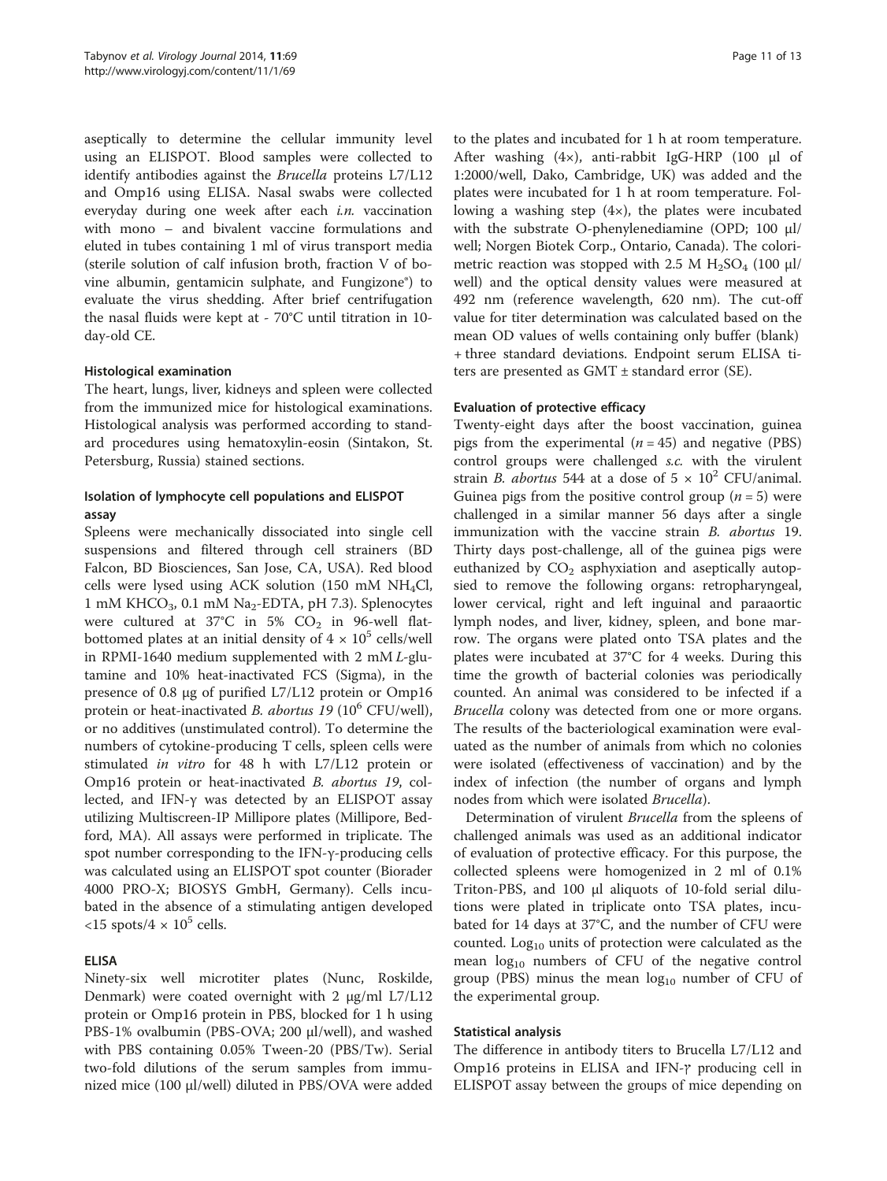aseptically to determine the cellular immunity level using an ELISPOT. Blood samples were collected to identify antibodies against the *Brucella* proteins L7/L12 and Omp16 using ELISA. Nasal swabs were collected everyday during one week after each *i.n.* vaccination with mono – and bivalent vaccine formulations and eluted in tubes containing 1 ml of virus transport media (sterile solution of calf infusion broth, fraction V of bovine albumin, gentamicin sulphate, and Fungizone®) to evaluate the virus shedding. After brief centrifugation the nasal fluids were kept at - 70°C until titration in 10-day-old CE.

### Histological examination

The heart, lungs, liver, kidneys and spleen were collected from the immunized mice for histological examinations. Histological analysis was performed according to standard procedures using hematoxylin-eosin (Sintakon, St. Petersburg, Russia) stained sections.

### Isolation of lymphocyte cell populations and ELISPOT assay

Spleens were mechanically dissociated into single cell suspensions and filtered through cell strainers (BD Falcon, BD Biosciences, San Jose, CA, USA). Red blood cells were lysed using ACK solution (150 mM $NH_4Cl$, 1 mM $KHCO_3$, 0.1 mM $Na_2$-EDTA, pH 7.3). Splenocytes were cultured at 37°C in 5% $CO_2$ in 96-well flat-bottomed plates at an initial density of $4 \times 10^5$ cells/well in RPMI-1640 medium supplemented with 2 mM *L*-glutamine and 10% heat-inactivated FCS (Sigma), in the presence of 0.8 μg of purified L7/L12 protein or Omp16 protein or heat-inactivated *B. abortus 19* ($10^6$ CFU/well), or no additives (unstimulated control). To determine the numbers of cytokine-producing T cells, spleen cells were stimulated *in vitro* for 48 h with L7/L12 protein or Omp16 protein or heat-inactivated *B. abortus 19*, collected, and IFN-γ was detected by an ELISPOT assay utilizing Multiscreen-IP Millipore plates (Millipore, Bedford, MA). All assays were performed in triplicate. The spot number corresponding to the IFN-γ-producing cells was calculated using an ELISPOT spot counter (Biorader 4000 PRO-X; BIOSYS GmbH, Germany). Cells incubated in the absence of a stimulating antigen developed <15 spots/$4 \times 10^5$ cells.

### ELISA

Ninety-six well microtiter plates (Nunc, Roskilde, Denmark) were coated overnight with 2 μg/ml L7/L12 protein or Omp16 protein in PBS, blocked for 1 h using PBS-1% ovalbumin (PBS-OVA; 200 μl/well), and washed with PBS containing 0.05% Tween-20 (PBS/Tw). Serial two-fold dilutions of the serum samples from immunized mice (100 μl/well) diluted in PBS/OVA were added to the plates and incubated for 1 h at room temperature. After washing (4×), anti-rabbit IgG-HRP (100 μl of 1:2000/well, Dako, Cambridge, UK) was added and the plates were incubated for 1 h at room temperature. Following a washing step (4×), the plates were incubated with the substrate O-phenylenediamine (OPD; 100 μl/well; Norgen Biotek Corp., Ontario, Canada). The colorimetric reaction was stopped with 2.5 M $H_2SO_4$ (100 μl/well) and the optical density values were measured at 492 nm (reference wavelength, 620 nm). The cut-off value for titer determination was calculated based on the mean OD values of wells containing only buffer (blank) + three standard deviations. Endpoint serum ELISA titers are presented as GMT ± standard error (SE).

### Evaluation of protective efficacy

Twenty-eight days after the boost vaccination, guinea pigs from the experimental ($n = 45$) and negative (PBS) control groups were challenged *s.c.* with the virulent strain *B. abortus* 544 at a dose of $5 \times 10^2$ CFU/animal. Guinea pigs from the positive control group ($n = 5$) were challenged in a similar manner 56 days after a single immunization with the vaccine strain *B. abortus* 19. Thirty days post-challenge, all of the guinea pigs were euthanized by $CO_2$ asphyxiation and aseptically autopsied to remove the following organs: retropharyngeal, lower cervical, right and left inguinal and paraaortic lymph nodes, and liver, kidney, spleen, and bone marrow. The organs were plated onto TSA plates and the plates were incubated at 37°C for 4 weeks. During this time the growth of bacterial colonies was periodically counted. An animal was considered to be infected if a *Brucella* colony was detected from one or more organs. The results of the bacteriological examination were evaluated as the number of animals from which no colonies were isolated (effectiveness of vaccination) and by the index of infection (the number of organs and lymph nodes from which were isolated *Brucella*).

Determination of virulent *Brucella* from the spleens of challenged animals was used as an additional indicator of evaluation of protective efficacy. For this purpose, the collected spleens were homogenized in 2 ml of 0.1% Triton-PBS, and 100 μl aliquots of 10-fold serial dilutions were plated in triplicate onto TSA plates, incubated for 14 days at 37°C, and the number of CFU were counted. $Log_{10}$ units of protection were calculated as the mean $log_{10}$ numbers of CFU of the negative control group (PBS) minus the mean $log_{10}$ number of CFU of the experimental group.

### Statistical analysis

The difference in antibody titers to Brucella L7/L12 and Omp16 proteins in ELISA and IFN-γ producing cell in ELISPOT assay between the groups of mice depending on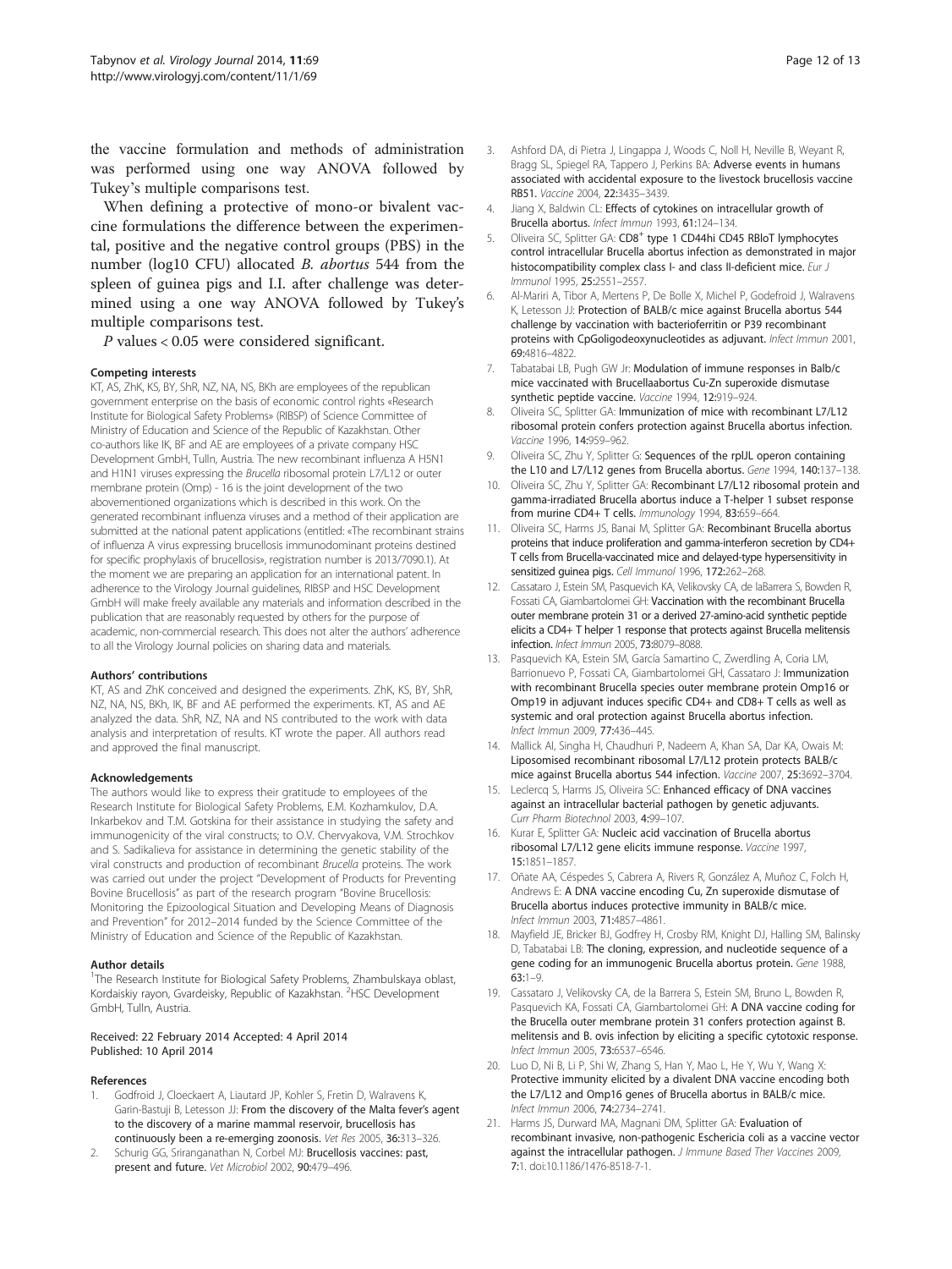the vaccine formulation and methods of administration was performed using one way ANOVA followed by Tukey's multiple comparisons test.

When defining a protective of mono-or bivalent vaccine formulations the difference between the experimental, positive and the negative control groups (PBS) in the number (log10 CFU) allocated *B. abortus* 544 from the spleen of guinea pigs and I.I. after challenge was determined using a one way ANOVA followed by Tukey's multiple comparisons test.

*P* values < 0.05 were considered significant.

#### Competing interests

KT, AS, ZhK, KS, BY, ShR, NZ, NA, NS, BKh are employees of the republican government enterprise on the basis of economic control rights «Research Institute for Biological Safety Problems» (RIBSP) of Science Committee of Ministry of Education and Science of the Republic of Kazakhstan. Other co-authors like IK, BF and AE are employees of a private company HSC Development GmbH, Tulln, Austria. The new recombinant influenza A H5N1 and H1N1 viruses expressing the *Brucella* ribosomal protein L7/L12 or outer membrane protein (Omp) - 16 is the joint development of the two abovementioned organizations which is described in this work. On the generated recombinant influenza viruses and a method of their application are submitted at the national patent applications (entitled: «The recombinant strains of influenza A virus expressing brucellosis immunodominant proteins destined for specific prophylaxis of brucellosis», registration number is 2013/7090.1). At the moment we are preparing an application for an international patent. In adherence to the Virology Journal guidelines, RIBSP and HSC Development GmbH will make freely available any materials and information described in the publication that are reasonably requested by others for the purpose of academic, non-commercial research. This does not alter the authors' adherence to all the Virology Journal policies on sharing data and materials.

#### Authors' contributions

KT, AS and ZhK conceived and designed the experiments. ZhK, KS, BY, ShR, NZ, NA, NS, BKh, IK, BF and AE performed the experiments. KT, AS and AE analyzed the data. ShR, NZ, NA and NS contributed to the work with data analysis and interpretation of results. KT wrote the paper. All authors read and approved the final manuscript.

#### Acknowledgements

The authors would like to express their gratitude to employees of the Research Institute for Biological Safety Problems, E.M. Kozhamkulov, D.A. Inkarbekov and T.M. Gotskina for their assistance in studying the safety and immunogenicity of the viral constructs; to O.V. Chervyakova, V.M. Strochkov and S. Sadikalieva for assistance in determining the genetic stability of the viral constructs and production of recombinant *Brucella* proteins. The work was carried out under the project "Development of Products for Preventing Bovine Brucellosis" as part of the research program "Bovine Brucellosis: Monitoring the Epizoological Situation and Developing Means of Diagnosis and Prevention" for 2012–2014 funded by the Science Committee of the Ministry of Education and Science of the Republic of Kazakhstan.

#### Author details

[1]The Research Institute for Biological Safety Problems, Zhambulskaya oblast, Kordaiskiy rayon, Gvardeisky, Republic of Kazakhstan. [2]HSC Development GmbH, Tulln, Austria.

Received: 22 February 2014 Accepted: 4 April 2014
Published: 10 April 2014

#### References

1. Godfroid J, Cloeckaert A, Liautard JP, Kohler S, Fretin D, Walravens K, Garin-Bastuji B, Letesson JJ: **From the discovery of the Malta fever's agent to the discovery of a marine mammal reservoir, brucellosis has continuously been a re-emerging zoonosis.** *Vet Res* 2005, **36:**313–326.
2. Schurig GG, Sriranganathan N, Corbel MJ: **Brucellosis vaccines: past, present and future.** *Vet Microbiol* 2002, **90:**479–496.
3. Ashford DA, di Pietra J, Lingappa J, Woods C, Noll H, Neville B, Weyant R, Bragg SL, Spiegel RA, Tappero J, Perkins BA: **Adverse events in humans associated with accidental exposure to the livestock brucellosis vaccine RB51.** *Vaccine* 2004, **22:**3435–3439.
4. Jiang X, Baldwin CL: **Effects of cytokines on intracellular growth of Brucella abortus.** *Infect Immun* 1993, **61:**124–134.
5. Oliveira SC, Splitter GA: **CD8**$^{+}$ **type 1 CD44hi CD45 RBloT lymphocytes control intracellular Brucella abortus infection as demonstrated in major histocompatibility complex class I- and class II-deficient mice.** *Eur J Immunol* 1995, **25:**2551–2557.
6. Al-Mariri A, Tibor A, Mertens P, De Bolle X, Michel P, Godefroid J, Walravens K, Letesson JJ: **Protection of BALB/c mice against Brucella abortus 544 challenge by vaccination with bacterioferritin or P39 recombinant proteins with CpGoligodeoxynucleotides as adjuvant.** *Infect Immun* 2001, **69:**4816–4822.
7. Tabatabai LB, Pugh GW Jr: **Modulation of immune responses in Balb/c mice vaccinated with Brucellaabortus Cu-Zn superoxide dismutase synthetic peptide vaccine.** *Vaccine* 1994, **12:**919–924.
8. Oliveira SC, Splitter GA: **Immunization of mice with recombinant L7/L12 ribosomal protein confers protection against Brucella abortus infection.** *Vaccine* 1996, **14:**959–962.
9. Oliveira SC, Zhu Y, Splitter G: **Sequences of the rplJL operon containing the L10 and L7/L12 genes from Brucella abortus.** *Gene* 1994, **140:**137–138.
10. Oliveira SC, Zhu Y, Splitter GA: **Recombinant L7/L12 ribosomal protein and gamma-irradiated Brucella abortus induce a T-helper 1 subset response from murine CD4+ T cells.** *Immunology* 1994, **83:**659–664.
11. Oliveira SC, Harms JS, Banai M, Splitter GA: **Recombinant Brucella abortus proteins that induce proliferation and gamma-interferon secretion by CD4+ T cells from Brucella-vaccinated mice and delayed-type hypersensitivity in sensitized guinea pigs.** *Cell Immunol* 1996, **172:**262–268.
12. Cassataro J, Estein SM, Pasquevich KA, Velikovsky CA, de laBarrera S, Bowden R, Fossati CA, Giambartolomei GH: **Vaccination with the recombinant Brucella outer membrane protein 31 or a derived 27-amino-acid synthetic peptide elicits a CD4+ T helper 1 response that protects against Brucella melitensis infection.** *Infect Immun* 2005, **73:**8079–8088.
13. Pasquevich KA, Estein SM, García Samartino C, Zwerdling A, Coria LM, Barrionuevo P, Fossati CA, Giambartolomei GH, Cassataro J: **Immunization with recombinant Brucella species outer membrane protein Omp16 or Omp19 in adjuvant induces specific CD4+ and CD8+ T cells as well as systemic and oral protection against Brucella abortus infection.** *Infect Immun* 2009, **77:**436–445.
14. Mallick AI, Singha H, Chaudhuri P, Nadeem A, Khan SA, Dar KA, Owais M: **Liposomised recombinant ribosomal L7/L12 protein protects BALB/c mice against Brucella abortus 544 infection.** *Vaccine* 2007, **25:**3692–3704.
15. Leclercq S, Harms JS, Oliveira SC: **Enhanced efficacy of DNA vaccines against an intracellular bacterial pathogen by genetic adjuvants.** *Curr Pharm Biotechnol* 2003, **4:**99–107.
16. Kurar E, Splitter GA: **Nucleic acid vaccination of Brucella abortus ribosomal L7/L12 gene elicits immune response.** *Vaccine* 1997, **15:**1851–1857.
17. Oñate AA, Céspedes S, Cabrera A, Rivers R, González A, Muñoz C, Folch H, Andrews E: **A DNA vaccine encoding Cu, Zn superoxide dismutase of Brucella abortus induces protective immunity in BALB/c mice.** *Infect Immun* 2003, **71:**4857–4861.
18. Mayfield JE, Bricker BJ, Godfrey H, Crosby RM, Knight DJ, Halling SM, Balinsky D, Tabatabai LB: **The cloning, expression, and nucleotide sequence of a gene coding for an immunogenic Brucella abortus protein.** *Gene* 1988, **63:**1–9.
19. Cassataro J, Velikovsky CA, de la Barrera S, Estein SM, Bruno L, Bowden R, Pasquevich KA, Fossati CA, Giambartolomei GH: **A DNA vaccine coding for the Brucella outer membrane protein 31 confers protection against B. melitensis and B. ovis infection by eliciting a specific cytotoxic response.** *Infect Immun* 2005, **73:**6537–6546.
20. Luo D, Ni B, Li P, Shi W, Zhang S, Han Y, Mao L, He Y, Wu Y, Wang X: **Protective immunity elicited by a divalent DNA vaccine encoding both the L7/L12 and Omp16 genes of Brucella abortus in BALB/c mice.** *Infect Immun* 2006, **74:**2734–2741.
21. Harms JS, Durward MA, Magnani DM, Splitter GA: **Evaluation of recombinant invasive, non-pathogenic Eschericia coli as a vaccine vector against the intracellular pathogen.** *J Immune Based Ther Vaccines* 2009, **7:**1. doi:10.1186/1476-8518-7-1.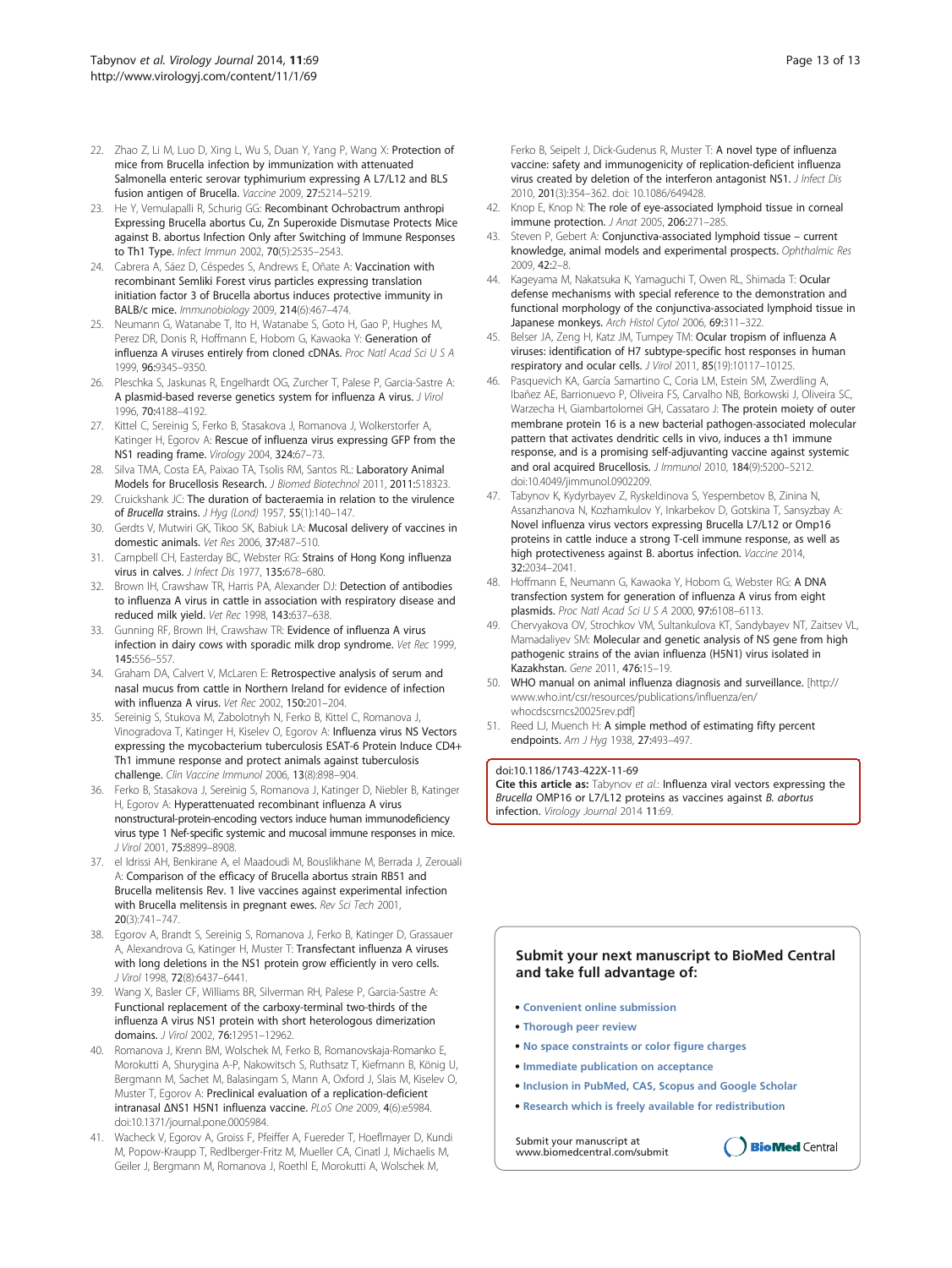22. Zhao Z, Li M, Luo D, Xing L, Wu S, Duan Y, Yang P, Wang X: **Protection of mice from Brucella infection by immunization with attenuated Salmonella enteric serovar typhimurium expressing A L7/L12 and BLS fusion antigen of Brucella.** *Vaccine* 2009, **27:**5214–5219.
23. He Y, Vemulapalli R, Schurig GG: **Recombinant Ochrobactrum anthropi Expressing Brucella abortus Cu, Zn Superoxide Dismutase Protects Mice against B. abortus Infection Only after Switching of Immune Responses to Th1 Type.** *Infect Immun* 2002, **70**(5):2535–2543.
24. Cabrera A, Sáez D, Céspedes S, Andrews E, Oñate A: **Vaccination with recombinant Semliki Forest virus particles expressing translation initiation factor 3 of Brucella abortus induces protective immunity in BALB/c mice.** *Immunobiology* 2009, **214**(6):467–474.
25. Neumann G, Watanabe T, Ito H, Watanabe S, Goto H, Gao P, Hughes M, Perez DR, Donis R, Hoffmann E, Hobom G, Kawaoka Y: **Generation of influenza A viruses entirely from cloned cDNAs.** *Proc Natl Acad Sci U S A* 1999, **96:**9345–9350.
26. Pleschka S, Jaskunas R, Engelhardt OG, Zurcher T, Palese P, Garcia-Sastre A: **A plasmid-based reverse genetics system for influenza A virus.** *J Virol* 1996, **70:**4188–4192.
27. Kittel C, Sereinig S, Ferko B, Stasakova J, Romanova J, Wolkerstorfer A, Katinger H, Egorov A: **Rescue of influenza virus expressing GFP from the NS1 reading frame.** *Virology* 2004, **324:**67–73.
28. Silva TMA, Costa EA, Paixao TA, Tsolis RM, Santos RL: **Laboratory Animal Models for Brucellosis Research.** *J Biomed Biotechnol* 2011, **2011:**518323.
29. Cruickshank JC: **The duration of bacteraemia in relation to the virulence of *Brucella* strains.** *J Hyg (Lond)* 1957, **55**(1):140–147.
30. Gerdts V, Mutwiri GK, Tikoo SK, Babiuk LA: **Mucosal delivery of vaccines in domestic animals.** *Vet Res* 2006, **37:**487–510.
31. Campbell CH, Easterday BC, Webster RG: **Strains of Hong Kong influenza virus in calves.** *J Infect Dis* 1977, **135:**678–680.
32. Brown IH, Crawshaw TR, Harris PA, Alexander DJ: **Detection of antibodies to influenza A virus in cattle in association with respiratory disease and reduced milk yield.** *Vet Rec* 1998, **143:**637–638.
33. Gunning RF, Brown IH, Crawshaw TR: **Evidence of influenza A virus infection in dairy cows with sporadic milk drop syndrome.** *Vet Rec* 1999, **145:**556–557.
34. Graham DA, Calvert V, McLaren E: **Retrospective analysis of serum and nasal mucus from cattle in Northern Ireland for evidence of infection with influenza A virus.** *Vet Rec* 2002, **150:**201–204.
35. Sereinig S, Stukova M, Zabolotnyh N, Ferko B, Kittel C, Romanova J, Vinogradova T, Katinger H, Kiselev O, Egorov A: **Influenza virus NS Vectors expressing the mycobacterium tuberculosis ESAT-6 Protein Induce CD4+ Th1 immune response and protect animals against tuberculosis challenge.** *Clin Vaccine Immunol* 2006, **13**(8):898–904.
36. Ferko B, Stasakova J, Sereinig S, Romanova J, Katinger D, Niebler B, Katinger H, Egorov A: **Hyperattenuated recombinant influenza A virus nonstructural-protein-encoding vectors induce human immunodeficiency virus type 1 Nef-specific systemic and mucosal immune responses in mice.** *J Virol* 2001, **75:**8899–8908.
37. el Idrissi AH, Benkirane A, el Maadoudi M, Bouslikhane M, Berrada J, Zerouali A: **Comparison of the efficacy of Brucella abortus strain RB51 and Brucella melitensis Rev. 1 live vaccines against experimental infection with Brucella melitensis in pregnant ewes.** *Rev Sci Tech* 2001, **20**(3):741–747.
38. Egorov A, Brandt S, Sereinig S, Romanova J, Ferko B, Katinger D, Grassauer A, Alexandrova G, Katinger H, Muster T: **Transfectant influenza A viruses with long deletions in the NS1 protein grow efficiently in vero cells.** *J Virol* 1998, **72**(8):6437–6441.
39. Wang X, Basler CF, Williams BR, Silverman RH, Palese P, Garcia-Sastre A: **Functional replacement of the carboxy-terminal two-thirds of the influenza A virus NS1 protein with short heterologous dimerization domains.** *J Virol* 2002, **76:**12951–12962.
40. Romanova J, Krenn BM, Wolschek M, Ferko B, Romanovskaja-Romanko E, Morokutti A, Shurygina A-P, Nakowitsch S, Ruthsatz T, Kiefmann B, König U, Bergmann M, Sachet M, Balasingam S, Mann A, Oxford J, Slais M, Kiselev O, Muster T, Egorov A: **Preclinical evaluation of a replication-deficient intranasal ΔNS1 H5N1 influenza vaccine.** *PLoS One* 2009, **4**(6):e5984. doi:10.1371/journal.pone.0005984.
41. Wacheck V, Egorov A, Groiss F, Pfeiffer A, Fuereder T, Hoeflmayer D, Kundi M, Popow-Kraupp T, Redlberger-Fritz M, Mueller CA, Cinatl J, Michaelis M, Geiler J, Bergmann M, Romanova J, Roethl E, Morokutti A, Wolschek M, Ferko B, Seipelt J, Dick-Gudenus R, Muster T: **A novel type of influenza vaccine: safety and immunogenicity of replication-deficient influenza virus created by deletion of the interferon antagonist NS1.** *J Infect Dis* 2010, **201**(3):354–362. doi: 10.1086/649428.
42. Knop E, Knop N: **The role of eye-associated lymphoid tissue in corneal immune protection.** *J Anat* 2005, **206:**271–285.
43. Steven P, Gebert A: **Conjunctiva-associated lymphoid tissue – current knowledge, animal models and experimental prospects.** *Ophthalmic Res* 2009, **42:**2–8.
44. Kageyama M, Nakatsuka K, Yamaguchi T, Owen RL, Shimada T: **Ocular defense mechanisms with special reference to the demonstration and functional morphology of the conjunctiva-associated lymphoid tissue in Japanese monkeys.** *Arch Histol Cytol* 2006, **69:**311–322.
45. Belser JA, Zeng H, Katz JM, Tumpey TM: **Ocular tropism of influenza A viruses: identification of H7 subtype-specific host responses in human respiratory and ocular cells.** *J Virol* 2011, **85**(19):10117–10125.
46. Pasquevich KA, García Samartino C, Coria LM, Estein SM, Zwerdling A, Ibañez AE, Barrionuevo P, Oliveira FS, Carvalho NB, Borkowski J, Oliveira SC, Warzecha H, Giambartolomei GH, Cassataro J: **The protein moiety of outer membrane protein 16 is a new bacterial pathogen-associated molecular pattern that activates dendritic cells in vivo, induces a th1 immune response, and is a promising self-adjuvanting vaccine against systemic and oral acquired Brucellosis.** *J Immunol* 2010, **184**(9):5200–5212. doi:10.4049/jimmunol.0902209.
47. Tabynov K, Kydyrbayev Z, Ryskeldinova S, Yespembetov B, Zinina N, Assanzhanova N, Kozhamkulov Y, Inkarbekov D, Gotskina T, Sansyzbay A: **Novel influenza virus vectors expressing Brucella L7/L12 or Omp16 proteins in cattle induce a strong T-cell immune response, as well as high protectiveness against B. abortus infection.** *Vaccine* 2014, **32:**2034–2041.
48. Hoffmann E, Neumann G, Kawaoka Y, Hobom G, Webster RG: **A DNA transfection system for generation of influenza A virus from eight plasmids.** *Proc Natl Acad Sci U S A* 2000, **97:**6108–6113.
49. Chervyakova OV, Strochkov VM, Sultankulova KT, Sandybayev NT, Zaitsev VL, Mamadaliyev SM: **Molecular and genetic analysis of NS gene from high pathogenic strains of the avian influenza (H5N1) virus isolated in Kazakhstan.** *Gene* 2011, **476:**15–19.
50. **WHO manual on animal influenza diagnosis and surveillance.** [http://www.who.int/csr/resources/publications/influenza/en/whocdscsrncs20025rev.pdf]
51. Reed LJ, Muench H: **A simple method of estimating fifty percent endpoints.** *Am J Hyg* 1938, **27:**493–497.

doi:10.1186/1743-422X-11-69

**Cite this article as:** Tabynov *et al.*: Influenza viral vectors expressing the *Brucella* OMP16 or L7/L12 proteins as vaccines against *B. abortus* infection. *Virology Journal* 2014 **11**:69.

**Submit your next manuscript to BioMed Central and take full advantage of:**

- Convenient online submission
- Thorough peer review
- No space constraints or color figure charges
- Immediate publication on acceptance
- Inclusion in PubMed, CAS, Scopus and Google Scholar
- Research which is freely available for redistribution

Submit your manuscript at www.biomedcentral.com/submit

BioMed Central